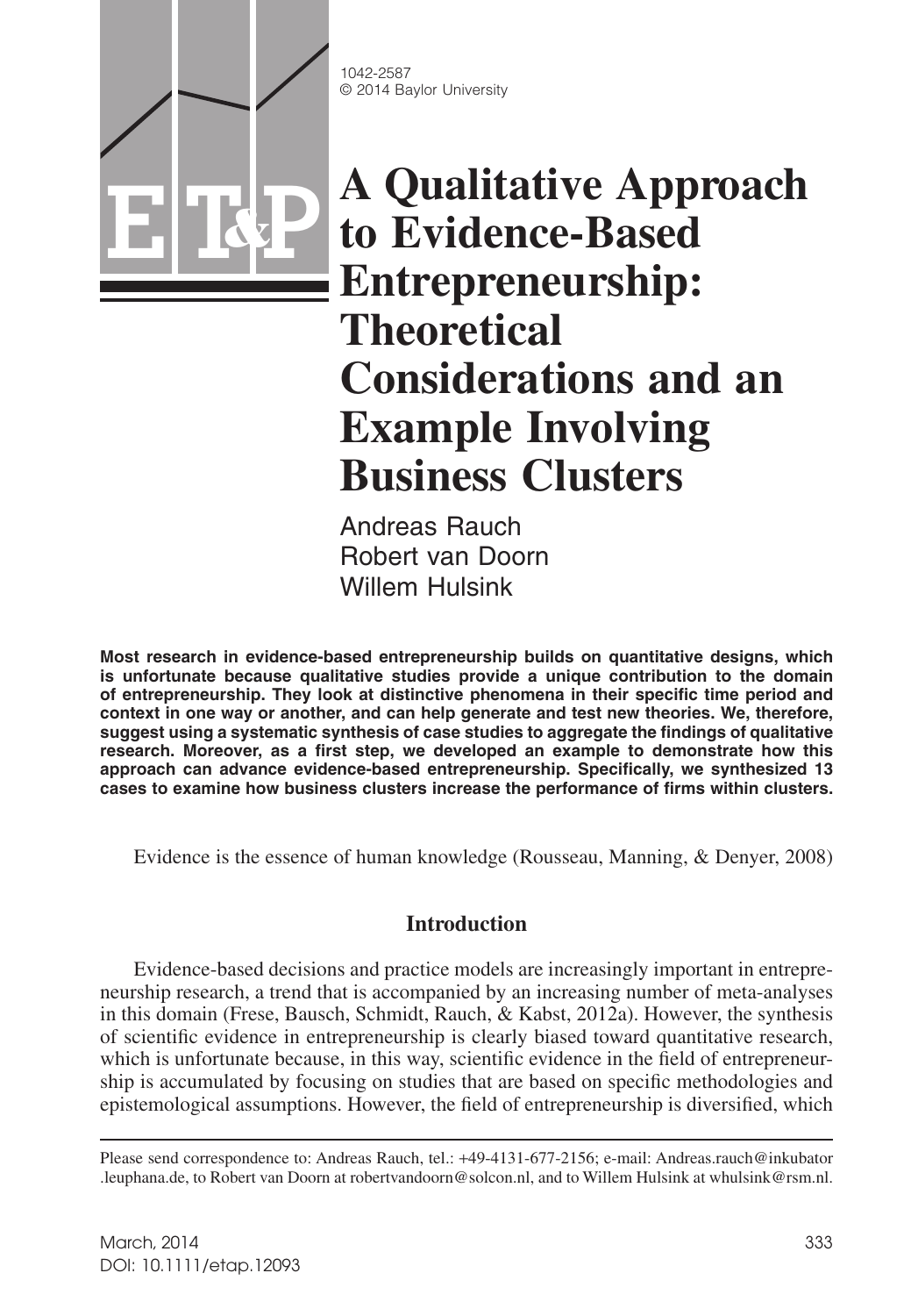1042-2587
© 2014 Baylor University

# A Qualitative Approach to Evidence-Based Entrepreneurship: Theoretical Considerations and an Example Involving Business Clusters

Andreas Rauch
Robert van Doorn
Willem Hulsink

**Most research in evidence-based entrepreneurship builds on quantitative designs, which is unfortunate because qualitative studies provide a unique contribution to the domain of entrepreneurship. They look at distinctive phenomena in their specific time period and context in one way or another, and can help generate and test new theories. We, therefore, suggest using a systematic synthesis of case studies to aggregate the findings of qualitative research. Moreover, as a first step, we developed an example to demonstrate how this approach can advance evidence-based entrepreneurship. Specifically, we synthesized 13 cases to examine how business clusters increase the performance of firms within clusters.**

Evidence is the essence of human knowledge (Rousseau, Manning, & Denyer, 2008)

## Introduction

Evidence-based decisions and practice models are increasingly important in entrepreneurship research, a trend that is accompanied by an increasing number of meta-analyses in this domain (Frese, Bausch, Schmidt, Rauch, & Kabst, 2012a). However, the synthesis of scientific evidence in entrepreneurship is clearly biased toward quantitative research, which is unfortunate because, in this way, scientific evidence in the field of entrepreneurship is accumulated by focusing on studies that are based on specific methodologies and epistemological assumptions. However, the field of entrepreneurship is diversified, which

Please send correspondence to: Andreas Rauch, tel.: +49-4131-677-2156; e-mail: Andreas.rauch@inkubator.leuphana.de, to Robert van Doorn at robertvandoorn@solcon.nl, and to Willem Hulsink at whulsink@rsm.nl.

March, 2014
DOI: 10.1111/etap.12093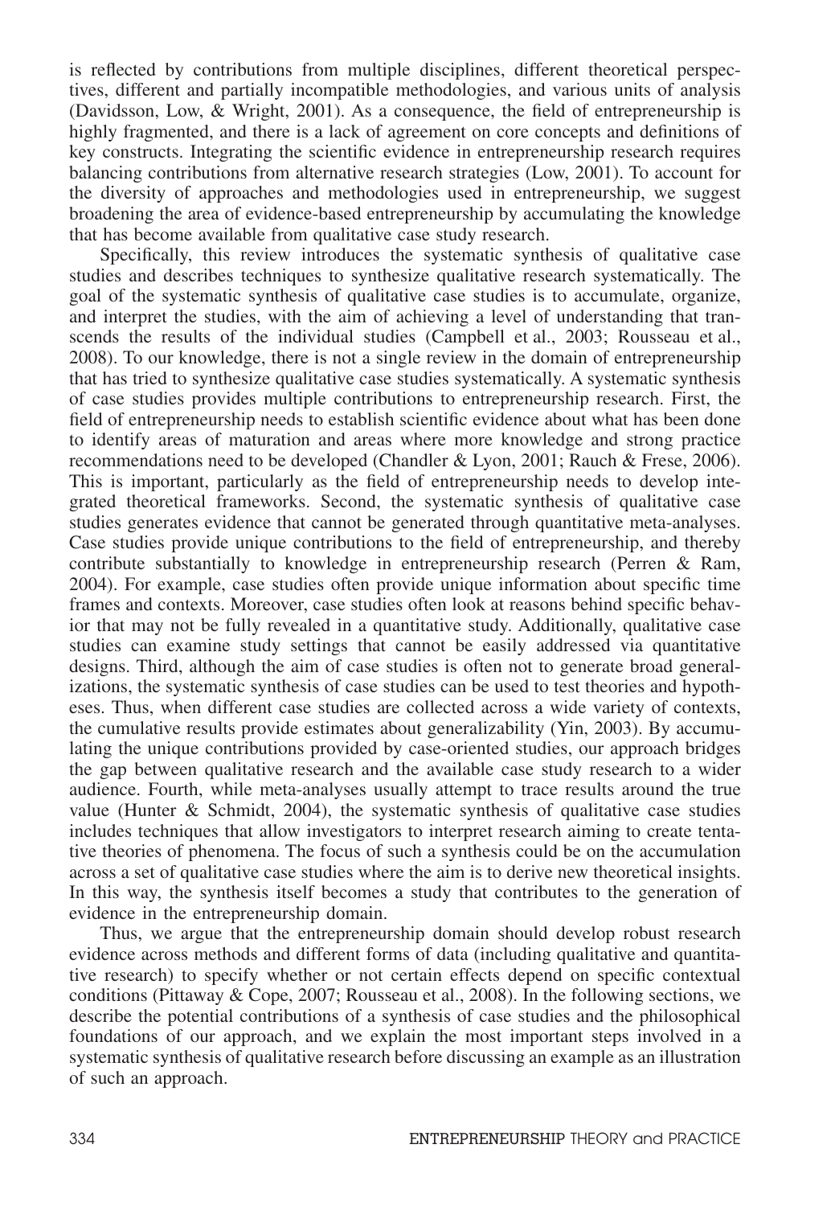is reflected by contributions from multiple disciplines, different theoretical perspectives, different and partially incompatible methodologies, and various units of analysis (Davidsson, Low, & Wright, 2001). As a consequence, the field of entrepreneurship is highly fragmented, and there is a lack of agreement on core concepts and definitions of key constructs. Integrating the scientific evidence in entrepreneurship research requires balancing contributions from alternative research strategies (Low, 2001). To account for the diversity of approaches and methodologies used in entrepreneurship, we suggest broadening the area of evidence-based entrepreneurship by accumulating the knowledge that has become available from qualitative case study research.

Specifically, this review introduces the systematic synthesis of qualitative case studies and describes techniques to synthesize qualitative research systematically. The goal of the systematic synthesis of qualitative case studies is to accumulate, organize, and interpret the studies, with the aim of achieving a level of understanding that transcends the results of the individual studies (Campbell et al., 2003; Rousseau et al., 2008). To our knowledge, there is not a single review in the domain of entrepreneurship that has tried to synthesize qualitative case studies systematically. A systematic synthesis of case studies provides multiple contributions to entrepreneurship research. First, the field of entrepreneurship needs to establish scientific evidence about what has been done to identify areas of maturation and areas where more knowledge and strong practice recommendations need to be developed (Chandler & Lyon, 2001; Rauch & Frese, 2006). This is important, particularly as the field of entrepreneurship needs to develop integrated theoretical frameworks. Second, the systematic synthesis of qualitative case studies generates evidence that cannot be generated through quantitative meta-analyses. Case studies provide unique contributions to the field of entrepreneurship, and thereby contribute substantially to knowledge in entrepreneurship research (Perren & Ram, 2004). For example, case studies often provide unique information about specific time frames and contexts. Moreover, case studies often look at reasons behind specific behavior that may not be fully revealed in a quantitative study. Additionally, qualitative case studies can examine study settings that cannot be easily addressed via quantitative designs. Third, although the aim of case studies is often not to generate broad generalizations, the systematic synthesis of case studies can be used to test theories and hypotheses. Thus, when different case studies are collected across a wide variety of contexts, the cumulative results provide estimates about generalizability (Yin, 2003). By accumulating the unique contributions provided by case-oriented studies, our approach bridges the gap between qualitative research and the available case study research to a wider audience. Fourth, while meta-analyses usually attempt to trace results around the true value (Hunter & Schmidt, 2004), the systematic synthesis of qualitative case studies includes techniques that allow investigators to interpret research aiming to create tentative theories of phenomena. The focus of such a synthesis could be on the accumulation across a set of qualitative case studies where the aim is to derive new theoretical insights. In this way, the synthesis itself becomes a study that contributes to the generation of evidence in the entrepreneurship domain.

Thus, we argue that the entrepreneurship domain should develop robust research evidence across methods and different forms of data (including qualitative and quantitative research) to specify whether or not certain effects depend on specific contextual conditions (Pittaway & Cope, 2007; Rousseau et al., 2008). In the following sections, we describe the potential contributions of a synthesis of case studies and the philosophical foundations of our approach, and we explain the most important steps involved in a systematic synthesis of qualitative research before discussing an example as an illustration of such an approach.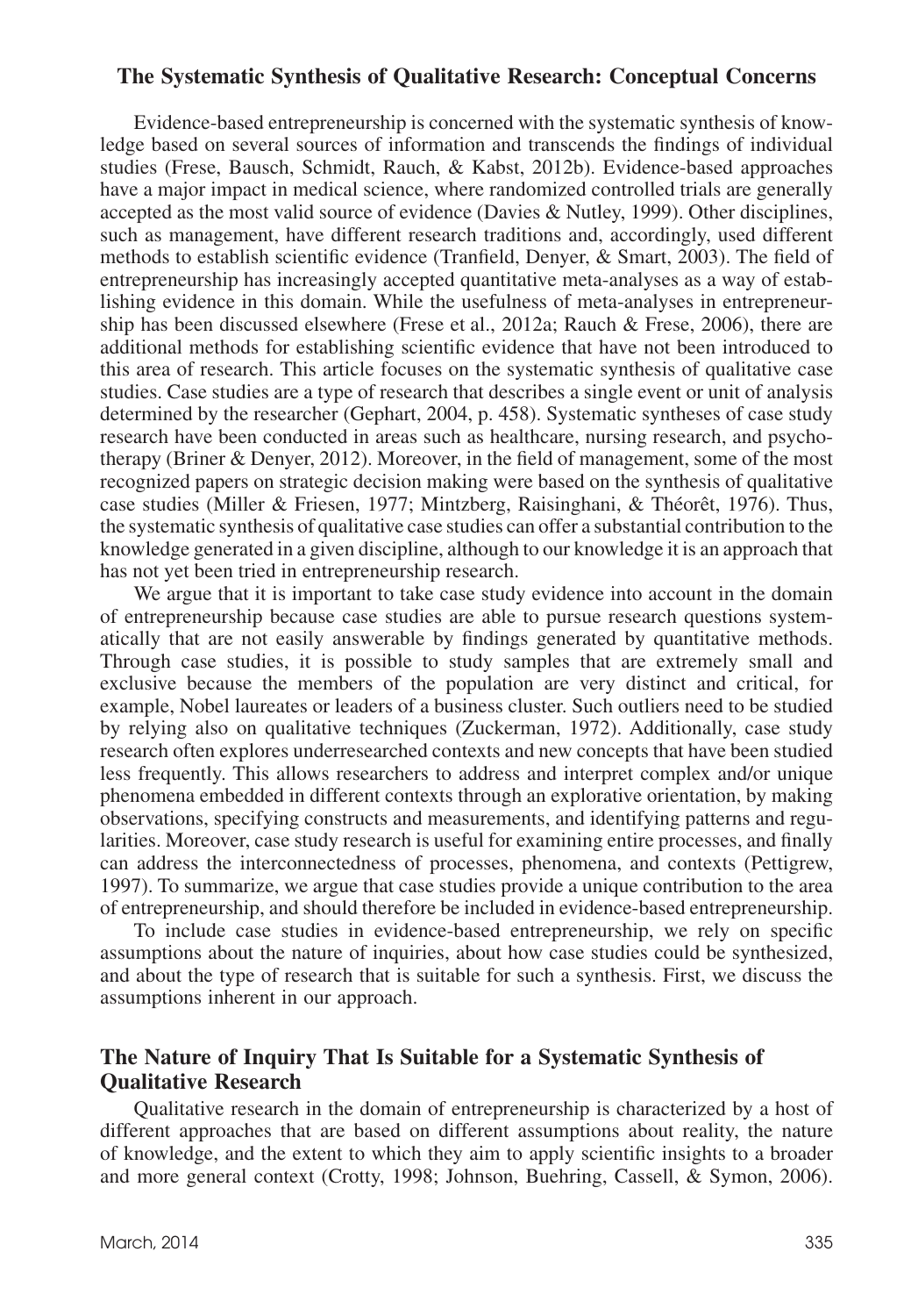## The Systematic Synthesis of Qualitative Research: Conceptual Concerns

Evidence-based entrepreneurship is concerned with the systematic synthesis of knowledge based on several sources of information and transcends the findings of individual studies (Frese, Bausch, Schmidt, Rauch, & Kabst, 2012b). Evidence-based approaches have a major impact in medical science, where randomized controlled trials are generally accepted as the most valid source of evidence (Davies & Nutley, 1999). Other disciplines, such as management, have different research traditions and, accordingly, used different methods to establish scientific evidence (Tranfield, Denyer, & Smart, 2003). The field of entrepreneurship has increasingly accepted quantitative meta-analyses as a way of establishing evidence in this domain. While the usefulness of meta-analyses in entrepreneurship has been discussed elsewhere (Frese et al., 2012a; Rauch & Frese, 2006), there are additional methods for establishing scientific evidence that have not been introduced to this area of research. This article focuses on the systematic synthesis of qualitative case studies. Case studies are a type of research that describes a single event or unit of analysis determined by the researcher (Gephart, 2004, p. 458). Systematic syntheses of case study research have been conducted in areas such as healthcare, nursing research, and psychotherapy (Briner & Denyer, 2012). Moreover, in the field of management, some of the most recognized papers on strategic decision making were based on the synthesis of qualitative case studies (Miller & Friesen, 1977; Mintzberg, Raisinghani, & Théorêt, 1976). Thus, the systematic synthesis of qualitative case studies can offer a substantial contribution to the knowledge generated in a given discipline, although to our knowledge it is an approach that has not yet been tried in entrepreneurship research.

We argue that it is important to take case study evidence into account in the domain of entrepreneurship because case studies are able to pursue research questions systematically that are not easily answerable by findings generated by quantitative methods. Through case studies, it is possible to study samples that are extremely small and exclusive because the members of the population are very distinct and critical, for example, Nobel laureates or leaders of a business cluster. Such outliers need to be studied by relying also on qualitative techniques (Zuckerman, 1972). Additionally, case study research often explores underresearched contexts and new concepts that have been studied less frequently. This allows researchers to address and interpret complex and/or unique phenomena embedded in different contexts through an explorative orientation, by making observations, specifying constructs and measurements, and identifying patterns and regularities. Moreover, case study research is useful for examining entire processes, and finally can address the interconnectedness of processes, phenomena, and contexts (Pettigrew, 1997). To summarize, we argue that case studies provide a unique contribution to the area of entrepreneurship, and should therefore be included in evidence-based entrepreneurship.

To include case studies in evidence-based entrepreneurship, we rely on specific assumptions about the nature of inquiries, about how case studies could be synthesized, and about the type of research that is suitable for such a synthesis. First, we discuss the assumptions inherent in our approach.

## The Nature of Inquiry That Is Suitable for a Systematic Synthesis of Qualitative Research

Qualitative research in the domain of entrepreneurship is characterized by a host of different approaches that are based on different assumptions about reality, the nature of knowledge, and the extent to which they aim to apply scientific insights to a broader and more general context (Crotty, 1998; Johnson, Buehring, Cassell, & Symon, 2006).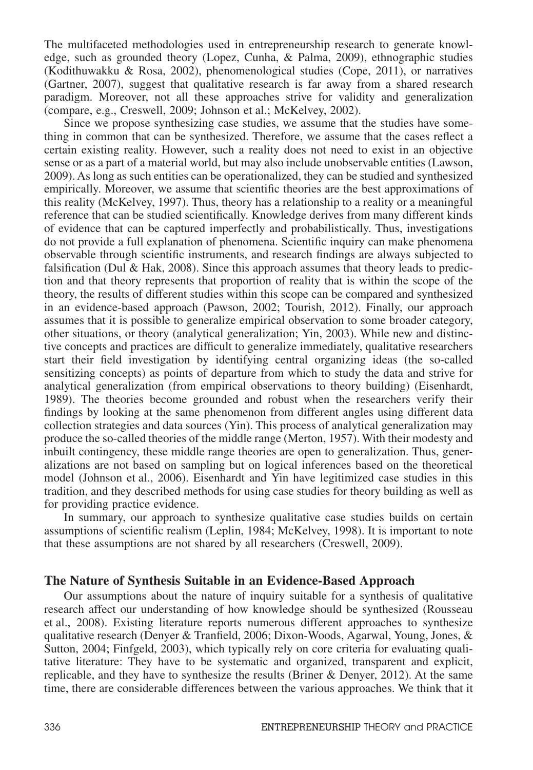The multifaceted methodologies used in entrepreneurship research to generate knowledge, such as grounded theory (Lopez, Cunha, & Palma, 2009), ethnographic studies (Kodithuwakku & Rosa, 2002), phenomenological studies (Cope, 2011), or narratives (Gartner, 2007), suggest that qualitative research is far away from a shared research paradigm. Moreover, not all these approaches strive for validity and generalization (compare, e.g., Creswell, 2009; Johnson et al.; McKelvey, 2002).

Since we propose synthesizing case studies, we assume that the studies have something in common that can be synthesized. Therefore, we assume that the cases reflect a certain existing reality. However, such a reality does not need to exist in an objective sense or as a part of a material world, but may also include unobservable entities (Lawson, 2009). As long as such entities can be operationalized, they can be studied and synthesized empirically. Moreover, we assume that scientific theories are the best approximations of this reality (McKelvey, 1997). Thus, theory has a relationship to a reality or a meaningful reference that can be studied scientifically. Knowledge derives from many different kinds of evidence that can be captured imperfectly and probabilistically. Thus, investigations do not provide a full explanation of phenomena. Scientific inquiry can make phenomena observable through scientific instruments, and research findings are always subjected to falsification (Dul & Hak, 2008). Since this approach assumes that theory leads to prediction and that theory represents that proportion of reality that is within the scope of the theory, the results of different studies within this scope can be compared and synthesized in an evidence-based approach (Pawson, 2002; Tourish, 2012). Finally, our approach assumes that it is possible to generalize empirical observation to some broader category, other situations, or theory (analytical generalization; Yin, 2003). While new and distinctive concepts and practices are difficult to generalize immediately, qualitative researchers start their field investigation by identifying central organizing ideas (the so-called sensitizing concepts) as points of departure from which to study the data and strive for analytical generalization (from empirical observations to theory building) (Eisenhardt, 1989). The theories become grounded and robust when the researchers verify their findings by looking at the same phenomenon from different angles using different data collection strategies and data sources (Yin). This process of analytical generalization may produce the so-called theories of the middle range (Merton, 1957). With their modesty and inbuilt contingency, these middle range theories are open to generalization. Thus, generalizations are not based on sampling but on logical inferences based on the theoretical model (Johnson et al., 2006). Eisenhardt and Yin have legitimized case studies in this tradition, and they described methods for using case studies for theory building as well as for providing practice evidence.

In summary, our approach to synthesize qualitative case studies builds on certain assumptions of scientific realism (Leplin, 1984; McKelvey, 1998). It is important to note that these assumptions are not shared by all researchers (Creswell, 2009).

## The Nature of Synthesis Suitable in an Evidence-Based Approach

Our assumptions about the nature of inquiry suitable for a synthesis of qualitative research affect our understanding of how knowledge should be synthesized (Rousseau et al., 2008). Existing literature reports numerous different approaches to synthesize qualitative research (Denyer & Tranfield, 2006; Dixon-Woods, Agarwal, Young, Jones, & Sutton, 2004; Finfgeld, 2003), which typically rely on core criteria for evaluating qualitative literature: They have to be systematic and organized, transparent and explicit, replicable, and they have to synthesize the results (Briner & Denyer, 2012). At the same time, there are considerable differences between the various approaches. We think that it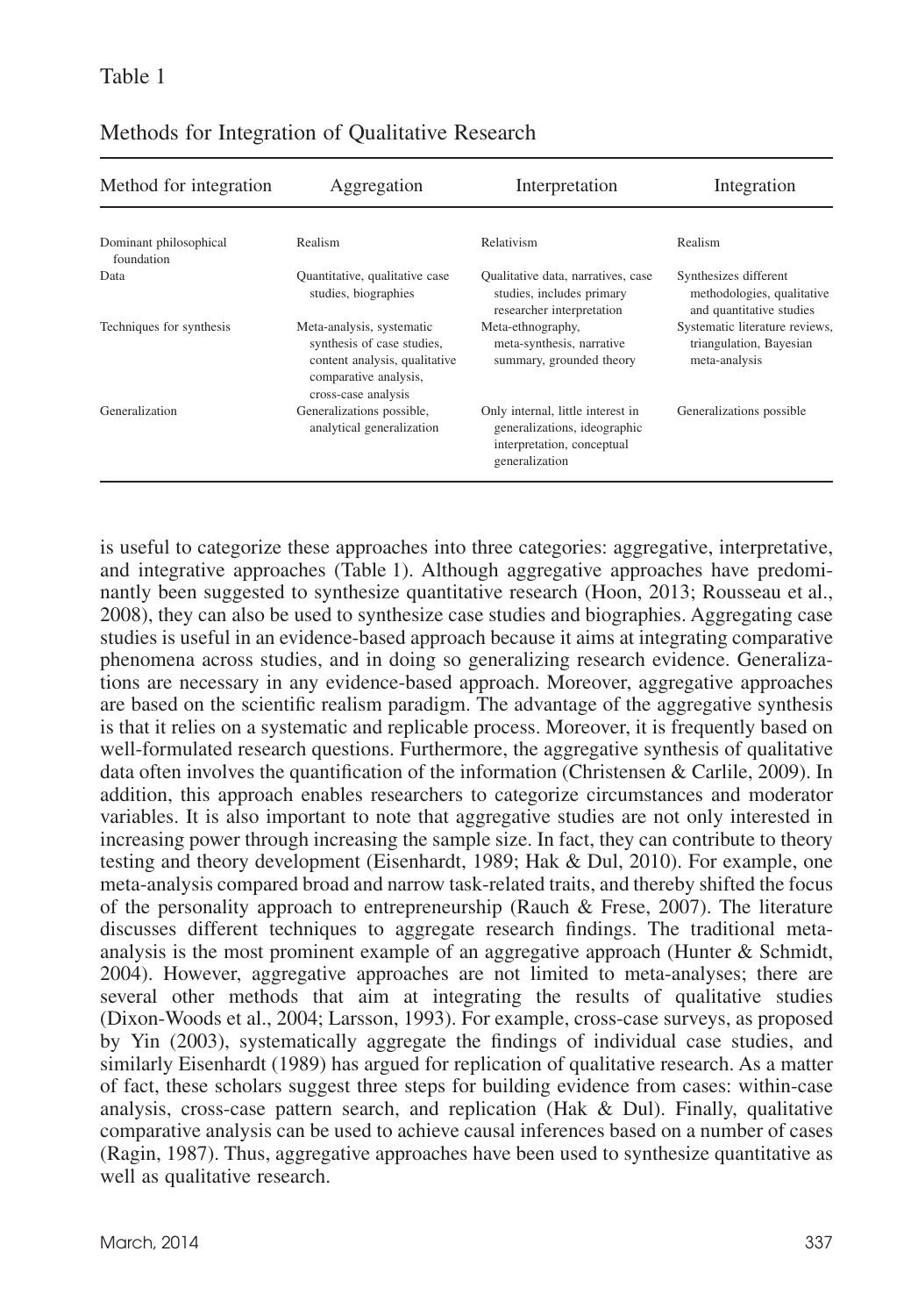Table 1

Methods for Integration of Qualitative Research

| Method for integration | Aggregation | Interpretation | Integration |
|---|---|---|---|
| Dominant philosophical foundation | Realism | Relativism | Realism |
| Data | Quantitative, qualitative case studies, biographies | Qualitative data, narratives, case studies, includes primary researcher interpretation | Synthesizes different methodologies, qualitative and quantitative studies |
| Techniques for synthesis | Meta-analysis, systematic synthesis of case studies, content analysis, qualitative comparative analysis, cross-case analysis | Meta-ethnography, meta-synthesis, narrative summary, grounded theory | Systematic literature reviews, triangulation, Bayesian meta-analysis |
| Generalization | Generalizations possible, analytical generalization | Only internal, little interest in generalizations, ideographic interpretation, conceptual generalization | Generalizations possible |

is useful to categorize these approaches into three categories: aggregative, interpretative, and integrative approaches (Table 1). Although aggregative approaches have predominantly been suggested to synthesize quantitative research (Hoon, 2013; Rousseau et al., 2008), they can also be used to synthesize case studies and biographies. Aggregating case studies is useful in an evidence-based approach because it aims at integrating comparative phenomena across studies, and in doing so generalizing research evidence. Generalizations are necessary in any evidence-based approach. Moreover, aggregative approaches are based on the scientific realism paradigm. The advantage of the aggregative synthesis is that it relies on a systematic and replicable process. Moreover, it is frequently based on well-formulated research questions. Furthermore, the aggregative synthesis of qualitative data often involves the quantification of the information (Christensen & Carlile, 2009). In addition, this approach enables researchers to categorize circumstances and moderator variables. It is also important to note that aggregative studies are not only interested in increasing power through increasing the sample size. In fact, they can contribute to theory testing and theory development (Eisenhardt, 1989; Hak & Dul, 2010). For example, one meta-analysis compared broad and narrow task-related traits, and thereby shifted the focus of the personality approach to entrepreneurship (Rauch & Frese, 2007). The literature discusses different techniques to aggregate research findings. The traditional meta-analysis is the most prominent example of an aggregative approach (Hunter & Schmidt, 2004). However, aggregative approaches are not limited to meta-analyses; there are several other methods that aim at integrating the results of qualitative studies (Dixon-Woods et al., 2004; Larsson, 1993). For example, cross-case surveys, as proposed by Yin (2003), systematically aggregate the findings of individual case studies, and similarly Eisenhardt (1989) has argued for replication of qualitative research. As a matter of fact, these scholars suggest three steps for building evidence from cases: within-case analysis, cross-case pattern search, and replication (Hak & Dul). Finally, qualitative comparative analysis can be used to achieve causal inferences based on a number of cases (Ragin, 1987). Thus, aggregative approaches have been used to synthesize quantitative as well as qualitative research.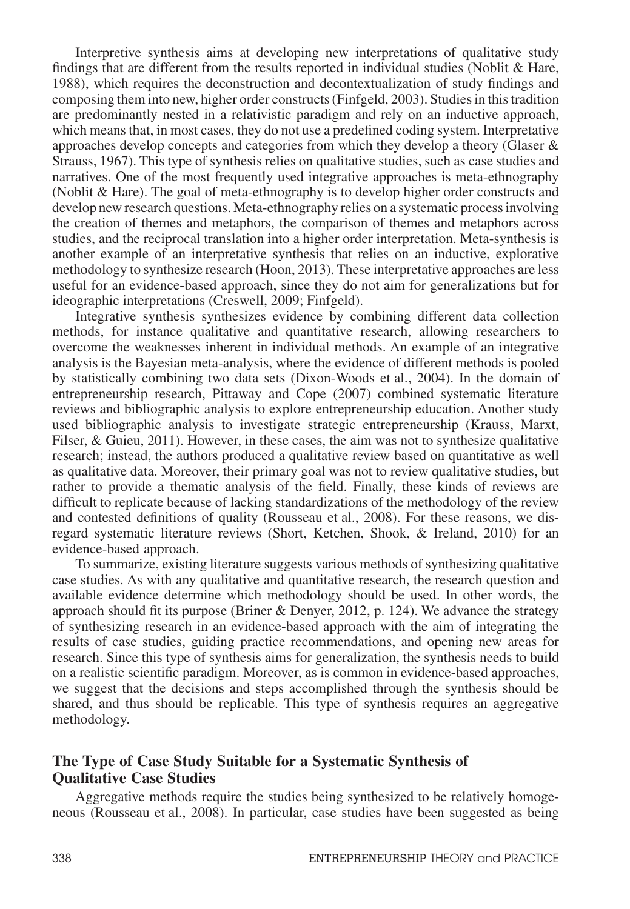Interpretive synthesis aims at developing new interpretations of qualitative study findings that are different from the results reported in individual studies (Noblit & Hare, 1988), which requires the deconstruction and decontextualization of study findings and composing them into new, higher order constructs (Finfgeld, 2003). Studies in this tradition are predominantly nested in a relativistic paradigm and rely on an inductive approach, which means that, in most cases, they do not use a predefined coding system. Interpretative approaches develop concepts and categories from which they develop a theory (Glaser & Strauss, 1967). This type of synthesis relies on qualitative studies, such as case studies and narratives. One of the most frequently used integrative approaches is meta-ethnography (Noblit & Hare). The goal of meta-ethnography is to develop higher order constructs and develop new research questions. Meta-ethnography relies on a systematic process involving the creation of themes and metaphors, the comparison of themes and metaphors across studies, and the reciprocal translation into a higher order interpretation. Meta-synthesis is another example of an interpretative synthesis that relies on an inductive, explorative methodology to synthesize research (Hoon, 2013). These interpretative approaches are less useful for an evidence-based approach, since they do not aim for generalizations but for ideographic interpretations (Creswell, 2009; Finfgeld).

Integrative synthesis synthesizes evidence by combining different data collection methods, for instance qualitative and quantitative research, allowing researchers to overcome the weaknesses inherent in individual methods. An example of an integrative analysis is the Bayesian meta-analysis, where the evidence of different methods is pooled by statistically combining two data sets (Dixon-Woods et al., 2004). In the domain of entrepreneurship research, Pittaway and Cope (2007) combined systematic literature reviews and bibliographic analysis to explore entrepreneurship education. Another study used bibliographic analysis to investigate strategic entrepreneurship (Krauss, Marxt, Filser, & Guieu, 2011). However, in these cases, the aim was not to synthesize qualitative research; instead, the authors produced a qualitative review based on quantitative as well as qualitative data. Moreover, their primary goal was not to review qualitative studies, but rather to provide a thematic analysis of the field. Finally, these kinds of reviews are difficult to replicate because of lacking standardizations of the methodology of the review and contested definitions of quality (Rousseau et al., 2008). For these reasons, we disregard systematic literature reviews (Short, Ketchen, Shook, & Ireland, 2010) for an evidence-based approach.

To summarize, existing literature suggests various methods of synthesizing qualitative case studies. As with any qualitative and quantitative research, the research question and available evidence determine which methodology should be used. In other words, the approach should fit its purpose (Briner & Denyer, 2012, p. 124). We advance the strategy of synthesizing research in an evidence-based approach with the aim of integrating the results of case studies, guiding practice recommendations, and opening new areas for research. Since this type of synthesis aims for generalization, the synthesis needs to build on a realistic scientific paradigm. Moreover, as is common in evidence-based approaches, we suggest that the decisions and steps accomplished through the synthesis should be shared, and thus should be replicable. This type of synthesis requires an aggregative methodology.

## The Type of Case Study Suitable for a Systematic Synthesis of Qualitative Case Studies

Aggregative methods require the studies being synthesized to be relatively homogeneous (Rousseau et al., 2008). In particular, case studies have been suggested as being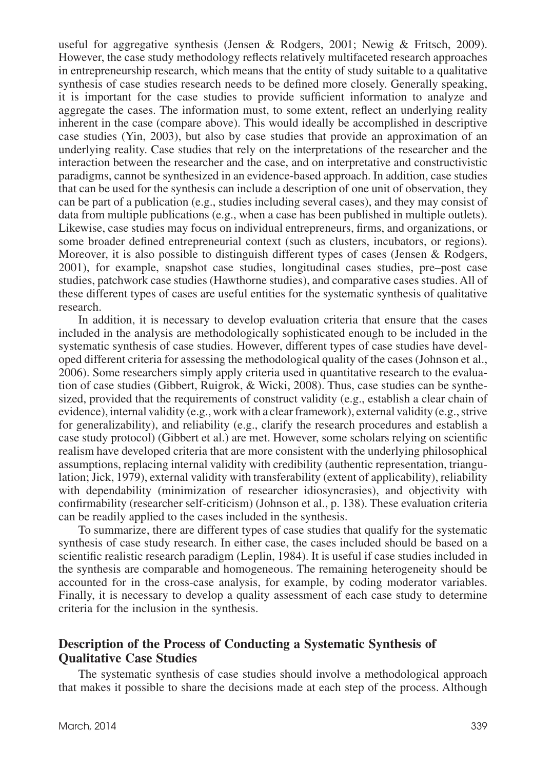useful for aggregative synthesis (Jensen & Rodgers, 2001; Newig & Fritsch, 2009). However, the case study methodology reflects relatively multifaceted research approaches in entrepreneurship research, which means that the entity of study suitable to a qualitative synthesis of case studies research needs to be defined more closely. Generally speaking, it is important for the case studies to provide sufficient information to analyze and aggregate the cases. The information must, to some extent, reflect an underlying reality inherent in the case (compare above). This would ideally be accomplished in descriptive case studies (Yin, 2003), but also by case studies that provide an approximation of an underlying reality. Case studies that rely on the interpretations of the researcher and the interaction between the researcher and the case, and on interpretative and constructivistic paradigms, cannot be synthesized in an evidence-based approach. In addition, case studies that can be used for the synthesis can include a description of one unit of observation, they can be part of a publication (e.g., studies including several cases), and they may consist of data from multiple publications (e.g., when a case has been published in multiple outlets). Likewise, case studies may focus on individual entrepreneurs, firms, and organizations, or some broader defined entrepreneurial context (such as clusters, incubators, or regions). Moreover, it is also possible to distinguish different types of cases (Jensen & Rodgers, 2001), for example, snapshot case studies, longitudinal cases studies, pre–post case studies, patchwork case studies (Hawthorne studies), and comparative cases studies. All of these different types of cases are useful entities for the systematic synthesis of qualitative research.

In addition, it is necessary to develop evaluation criteria that ensure that the cases included in the analysis are methodologically sophisticated enough to be included in the systematic synthesis of case studies. However, different types of case studies have developed different criteria for assessing the methodological quality of the cases (Johnson et al., 2006). Some researchers simply apply criteria used in quantitative research to the evaluation of case studies (Gibbert, Ruigrok, & Wicki, 2008). Thus, case studies can be synthesized, provided that the requirements of construct validity (e.g., establish a clear chain of evidence), internal validity (e.g., work with a clear framework), external validity (e.g., strive for generalizability), and reliability (e.g., clarify the research procedures and establish a case study protocol) (Gibbert et al.) are met. However, some scholars relying on scientific realism have developed criteria that are more consistent with the underlying philosophical assumptions, replacing internal validity with credibility (authentic representation, triangulation; Jick, 1979), external validity with transferability (extent of applicability), reliability with dependability (minimization of researcher idiosyncrasies), and objectivity with confirmability (researcher self-criticism) (Johnson et al., p. 138). These evaluation criteria can be readily applied to the cases included in the synthesis.

To summarize, there are different types of case studies that qualify for the systematic synthesis of case study research. In either case, the cases included should be based on a scientific realistic research paradigm (Leplin, 1984). It is useful if case studies included in the synthesis are comparable and homogeneous. The remaining heterogeneity should be accounted for in the cross-case analysis, for example, by coding moderator variables. Finally, it is necessary to develop a quality assessment of each case study to determine criteria for the inclusion in the synthesis.

## Description of the Process of Conducting a Systematic Synthesis of Qualitative Case Studies

The systematic synthesis of case studies should involve a methodological approach that makes it possible to share the decisions made at each step of the process. Although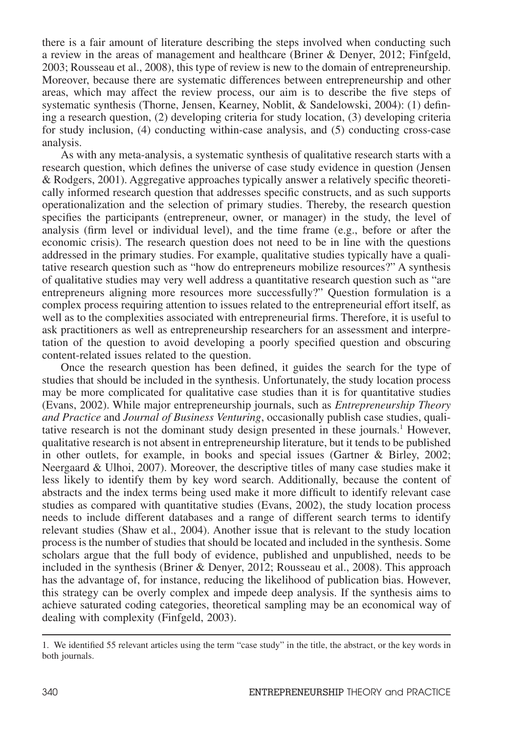there is a fair amount of literature describing the steps involved when conducting such a review in the areas of management and healthcare (Briner & Denyer, 2012; Finfgeld, 2003; Rousseau et al., 2008), this type of review is new to the domain of entrepreneurship. Moreover, because there are systematic differences between entrepreneurship and other areas, which may affect the review process, our aim is to describe the five steps of systematic synthesis (Thorne, Jensen, Kearney, Noblit, & Sandelowski, 2004): (1) defining a research question, (2) developing criteria for study location, (3) developing criteria for study inclusion, (4) conducting within-case analysis, and (5) conducting cross-case analysis.

As with any meta-analysis, a systematic synthesis of qualitative research starts with a research question, which defines the universe of case study evidence in question (Jensen & Rodgers, 2001). Aggregative approaches typically answer a relatively specific theoretically informed research question that addresses specific constructs, and as such supports operationalization and the selection of primary studies. Thereby, the research question specifies the participants (entrepreneur, owner, or manager) in the study, the level of analysis (firm level or individual level), and the time frame (e.g., before or after the economic crisis). The research question does not need to be in line with the questions addressed in the primary studies. For example, qualitative studies typically have a qualitative research question such as "how do entrepreneurs mobilize resources?" A synthesis of qualitative studies may very well address a quantitative research question such as "are entrepreneurs aligning more resources more successfully?" Question formulation is a complex process requiring attention to issues related to the entrepreneurial effort itself, as well as to the complexities associated with entrepreneurial firms. Therefore, it is useful to ask practitioners as well as entrepreneurship researchers for an assessment and interpretation of the question to avoid developing a poorly specified question and obscuring content-related issues related to the question.

Once the research question has been defined, it guides the search for the type of studies that should be included in the synthesis. Unfortunately, the study location process may be more complicated for qualitative case studies than it is for quantitative studies (Evans, 2002). While major entrepreneurship journals, such as *Entrepreneurship Theory and Practice* and *Journal of Business Venturing*, occasionally publish case studies, qualitative research is not the dominant study design presented in these journals.[1] However, qualitative research is not absent in entrepreneurship literature, but it tends to be published in other outlets, for example, in books and special issues (Gartner & Birley, 2002; Neergaard & Ulhoi, 2007). Moreover, the descriptive titles of many case studies make it less likely to identify them by key word search. Additionally, because the content of abstracts and the index terms being used make it more difficult to identify relevant case studies as compared with quantitative studies (Evans, 2002), the study location process needs to include different databases and a range of different search terms to identify relevant studies (Shaw et al., 2004). Another issue that is relevant to the study location process is the number of studies that should be located and included in the synthesis. Some scholars argue that the full body of evidence, published and unpublished, needs to be included in the synthesis (Briner & Denyer, 2012; Rousseau et al., 2008). This approach has the advantage of, for instance, reducing the likelihood of publication bias. However, this strategy can be overly complex and impede deep analysis. If the synthesis aims to achieve saturated coding categories, theoretical sampling may be an economical way of dealing with complexity (Finfgeld, 2003).

1. We identified 55 relevant articles using the term "case study" in the title, the abstract, or the key words in both journals.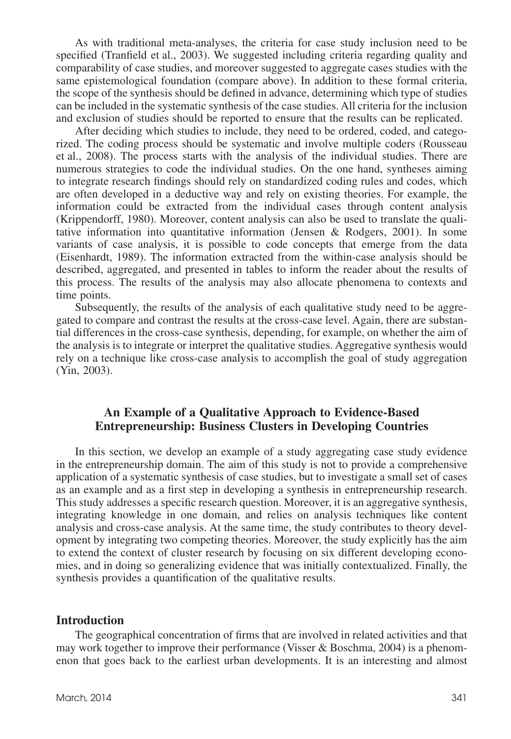As with traditional meta-analyses, the criteria for case study inclusion need to be specified (Tranfield et al., 2003). We suggested including criteria regarding quality and comparability of case studies, and moreover suggested to aggregate cases studies with the same epistemological foundation (compare above). In addition to these formal criteria, the scope of the synthesis should be defined in advance, determining which type of studies can be included in the systematic synthesis of the case studies. All criteria for the inclusion and exclusion of studies should be reported to ensure that the results can be replicated.

After deciding which studies to include, they need to be ordered, coded, and categorized. The coding process should be systematic and involve multiple coders (Rousseau et al., 2008). The process starts with the analysis of the individual studies. There are numerous strategies to code the individual studies. On the one hand, syntheses aiming to integrate research findings should rely on standardized coding rules and codes, which are often developed in a deductive way and rely on existing theories. For example, the information could be extracted from the individual cases through content analysis (Krippendorff, 1980). Moreover, content analysis can also be used to translate the qualitative information into quantitative information (Jensen & Rodgers, 2001). In some variants of case analysis, it is possible to code concepts that emerge from the data (Eisenhardt, 1989). The information extracted from the within-case analysis should be described, aggregated, and presented in tables to inform the reader about the results of this process. The results of the analysis may also allocate phenomena to contexts and time points.

Subsequently, the results of the analysis of each qualitative study need to be aggregated to compare and contrast the results at the cross-case level. Again, there are substantial differences in the cross-case synthesis, depending, for example, on whether the aim of the analysis is to integrate or interpret the qualitative studies. Aggregative synthesis would rely on a technique like cross-case analysis to accomplish the goal of study aggregation (Yin, 2003).

## An Example of a Qualitative Approach to Evidence-Based Entrepreneurship: Business Clusters in Developing Countries

In this section, we develop an example of a study aggregating case study evidence in the entrepreneurship domain. The aim of this study is not to provide a comprehensive application of a systematic synthesis of case studies, but to investigate a small set of cases as an example and as a first step in developing a synthesis in entrepreneurship research. This study addresses a specific research question. Moreover, it is an aggregative synthesis, integrating knowledge in one domain, and relies on analysis techniques like content analysis and cross-case analysis. At the same time, the study contributes to theory development by integrating two competing theories. Moreover, the study explicitly has the aim to extend the context of cluster research by focusing on six different developing economies, and in doing so generalizing evidence that was initially contextualized. Finally, the synthesis provides a quantification of the qualitative results.

### Introduction

The geographical concentration of firms that are involved in related activities and that may work together to improve their performance (Visser & Boschma, 2004) is a phenomenon that goes back to the earliest urban developments. It is an interesting and almost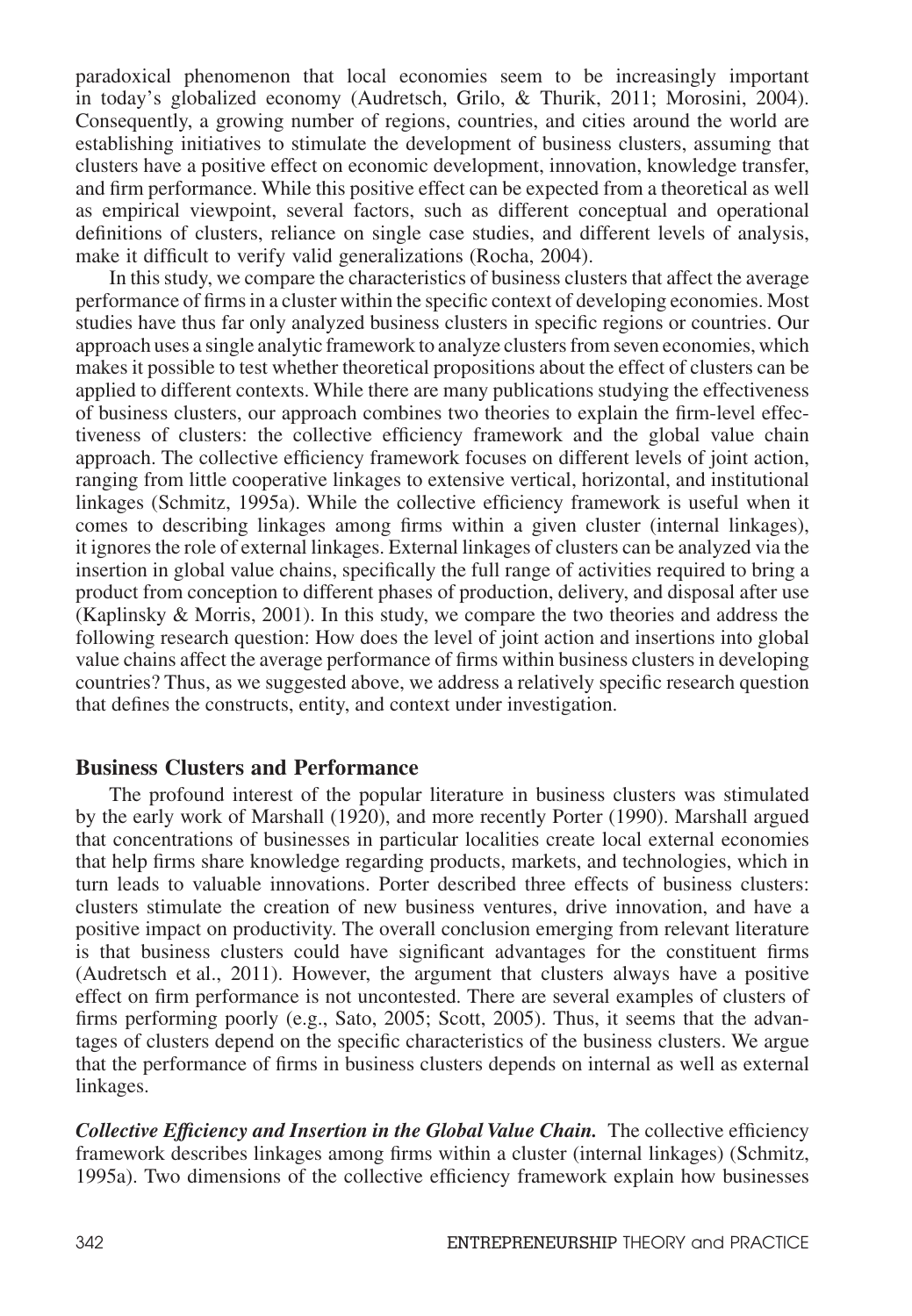paradoxical phenomenon that local economies seem to be increasingly important in today's globalized economy (Audretsch, Grilo, & Thurik, 2011; Morosini, 2004). Consequently, a growing number of regions, countries, and cities around the world are establishing initiatives to stimulate the development of business clusters, assuming that clusters have a positive effect on economic development, innovation, knowledge transfer, and firm performance. While this positive effect can be expected from a theoretical as well as empirical viewpoint, several factors, such as different conceptual and operational definitions of clusters, reliance on single case studies, and different levels of analysis, make it difficult to verify valid generalizations (Rocha, 2004).

In this study, we compare the characteristics of business clusters that affect the average performance of firms in a cluster within the specific context of developing economies. Most studies have thus far only analyzed business clusters in specific regions or countries. Our approach uses a single analytic framework to analyze clusters from seven economies, which makes it possible to test whether theoretical propositions about the effect of clusters can be applied to different contexts. While there are many publications studying the effectiveness of business clusters, our approach combines two theories to explain the firm-level effectiveness of clusters: the collective efficiency framework and the global value chain approach. The collective efficiency framework focuses on different levels of joint action, ranging from little cooperative linkages to extensive vertical, horizontal, and institutional linkages (Schmitz, 1995a). While the collective efficiency framework is useful when it comes to describing linkages among firms within a given cluster (internal linkages), it ignores the role of external linkages. External linkages of clusters can be analyzed via the insertion in global value chains, specifically the full range of activities required to bring a product from conception to different phases of production, delivery, and disposal after use (Kaplinsky & Morris, 2001). In this study, we compare the two theories and address the following research question: How does the level of joint action and insertions into global value chains affect the average performance of firms within business clusters in developing countries? Thus, as we suggested above, we address a relatively specific research question that defines the constructs, entity, and context under investigation.

## Business Clusters and Performance

The profound interest of the popular literature in business clusters was stimulated by the early work of Marshall (1920), and more recently Porter (1990). Marshall argued that concentrations of businesses in particular localities create local external economies that help firms share knowledge regarding products, markets, and technologies, which in turn leads to valuable innovations. Porter described three effects of business clusters: clusters stimulate the creation of new business ventures, drive innovation, and have a positive impact on productivity. The overall conclusion emerging from relevant literature is that business clusters could have significant advantages for the constituent firms (Audretsch et al., 2011). However, the argument that clusters always have a positive effect on firm performance is not uncontested. There are several examples of clusters of firms performing poorly (e.g., Sato, 2005; Scott, 2005). Thus, it seems that the advantages of clusters depend on the specific characteristics of the business clusters. We argue that the performance of firms in business clusters depends on internal as well as external linkages.

***Collective Efficiency and Insertion in the Global Value Chain.*** The collective efficiency framework describes linkages among firms within a cluster (internal linkages) (Schmitz, 1995a). Two dimensions of the collective efficiency framework explain how businesses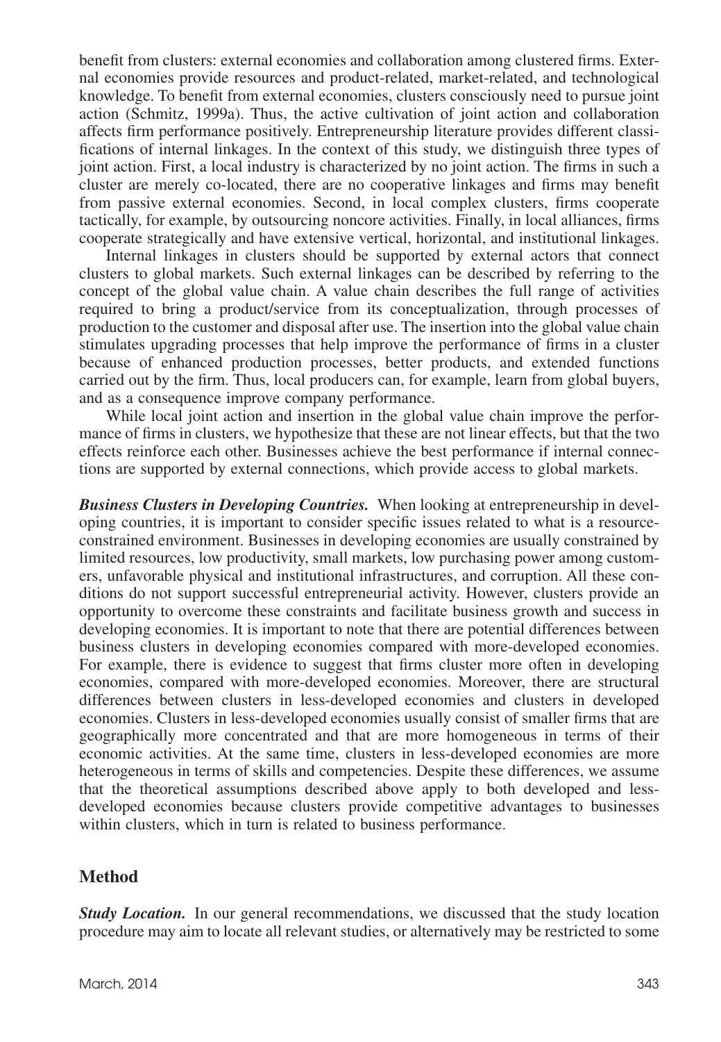benefit from clusters: external economies and collaboration among clustered firms. External economies provide resources and product-related, market-related, and technological knowledge. To benefit from external economies, clusters consciously need to pursue joint action (Schmitz, 1999a). Thus, the active cultivation of joint action and collaboration affects firm performance positively. Entrepreneurship literature provides different classifications of internal linkages. In the context of this study, we distinguish three types of joint action. First, a local industry is characterized by no joint action. The firms in such a cluster are merely co-located, there are no cooperative linkages and firms may benefit from passive external economies. Second, in local complex clusters, firms cooperate tactically, for example, by outsourcing noncore activities. Finally, in local alliances, firms cooperate strategically and have extensive vertical, horizontal, and institutional linkages.

Internal linkages in clusters should be supported by external actors that connect clusters to global markets. Such external linkages can be described by referring to the concept of the global value chain. A value chain describes the full range of activities required to bring a product/service from its conceptualization, through processes of production to the customer and disposal after use. The insertion into the global value chain stimulates upgrading processes that help improve the performance of firms in a cluster because of enhanced production processes, better products, and extended functions carried out by the firm. Thus, local producers can, for example, learn from global buyers, and as a consequence improve company performance.

While local joint action and insertion in the global value chain improve the performance of firms in clusters, we hypothesize that these are not linear effects, but that the two effects reinforce each other. Businesses achieve the best performance if internal connections are supported by external connections, which provide access to global markets.

***Business Clusters in Developing Countries.*** When looking at entrepreneurship in developing countries, it is important to consider specific issues related to what is a resource-constrained environment. Businesses in developing economies are usually constrained by limited resources, low productivity, small markets, low purchasing power among customers, unfavorable physical and institutional infrastructures, and corruption. All these conditions do not support successful entrepreneurial activity. However, clusters provide an opportunity to overcome these constraints and facilitate business growth and success in developing economies. It is important to note that there are potential differences between business clusters in developing economies compared with more-developed economies. For example, there is evidence to suggest that firms cluster more often in developing economies, compared with more-developed economies. Moreover, there are structural differences between clusters in less-developed economies and clusters in developed economies. Clusters in less-developed economies usually consist of smaller firms that are geographically more concentrated and that are more homogeneous in terms of their economic activities. At the same time, clusters in less-developed economies are more heterogeneous in terms of skills and competencies. Despite these differences, we assume that the theoretical assumptions described above apply to both developed and less-developed economies because clusters provide competitive advantages to businesses within clusters, which in turn is related to business performance.

## Method

***Study Location.*** In our general recommendations, we discussed that the study location procedure may aim to locate all relevant studies, or alternatively may be restricted to some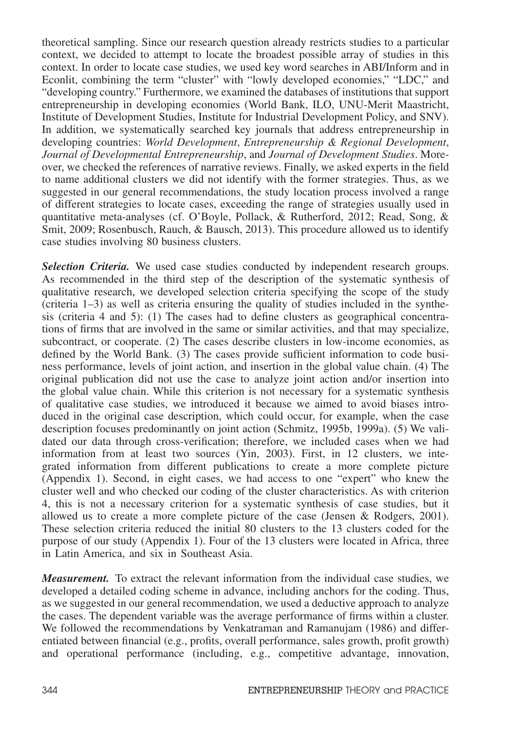theoretical sampling. Since our research question already restricts studies to a particular context, we decided to attempt to locate the broadest possible array of studies in this context. In order to locate case studies, we used key word searches in ABI/Inform and in Econlit, combining the term "cluster" with "lowly developed economies," "LDC," and "developing country." Furthermore, we examined the databases of institutions that support entrepreneurship in developing economies (World Bank, ILO, UNU-Merit Maastricht, Institute of Development Studies, Institute for Industrial Development Policy, and SNV). In addition, we systematically searched key journals that address entrepreneurship in developing countries: *World Development*, *Entrepreneurship & Regional Development*, *Journal of Developmental Entrepreneurship*, and *Journal of Development Studies*. Moreover, we checked the references of narrative reviews. Finally, we asked experts in the field to name additional clusters we did not identify with the former strategies. Thus, as we suggested in our general recommendations, the study location process involved a range of different strategies to locate cases, exceeding the range of strategies usually used in quantitative meta-analyses (cf. O'Boyle, Pollack, & Rutherford, 2012; Read, Song, & Smit, 2009; Rosenbusch, Rauch, & Bausch, 2013). This procedure allowed us to identify case studies involving 80 business clusters.

***Selection Criteria.*** We used case studies conducted by independent research groups. As recommended in the third step of the description of the systematic synthesis of qualitative research, we developed selection criteria specifying the scope of the study (criteria 1–3) as well as criteria ensuring the quality of studies included in the synthesis (criteria 4 and 5): (1) The cases had to define clusters as geographical concentrations of firms that are involved in the same or similar activities, and that may specialize, subcontract, or cooperate. (2) The cases describe clusters in low-income economies, as defined by the World Bank. (3) The cases provide sufficient information to code business performance, levels of joint action, and insertion in the global value chain. (4) The original publication did not use the case to analyze joint action and/or insertion into the global value chain. While this criterion is not necessary for a systematic synthesis of qualitative case studies, we introduced it because we aimed to avoid biases introduced in the original case description, which could occur, for example, when the case description focuses predominantly on joint action (Schmitz, 1995b, 1999a). (5) We validated our data through cross-verification; therefore, we included cases when we had information from at least two sources (Yin, 2003). First, in 12 clusters, we integrated information from different publications to create a more complete picture (Appendix 1). Second, in eight cases, we had access to one "expert" who knew the cluster well and who checked our coding of the cluster characteristics. As with criterion 4, this is not a necessary criterion for a systematic synthesis of case studies, but it allowed us to create a more complete picture of the case (Jensen & Rodgers, 2001). These selection criteria reduced the initial 80 clusters to the 13 clusters coded for the purpose of our study (Appendix 1). Four of the 13 clusters were located in Africa, three in Latin America, and six in Southeast Asia.

***Measurement.*** To extract the relevant information from the individual case studies, we developed a detailed coding scheme in advance, including anchors for the coding. Thus, as we suggested in our general recommendation, we used a deductive approach to analyze the cases. The dependent variable was the average performance of firms within a cluster. We followed the recommendations by Venkatraman and Ramanujam (1986) and differentiated between financial (e.g., profits, overall performance, sales growth, profit growth) and operational performance (including, e.g., competitive advantage, innovation,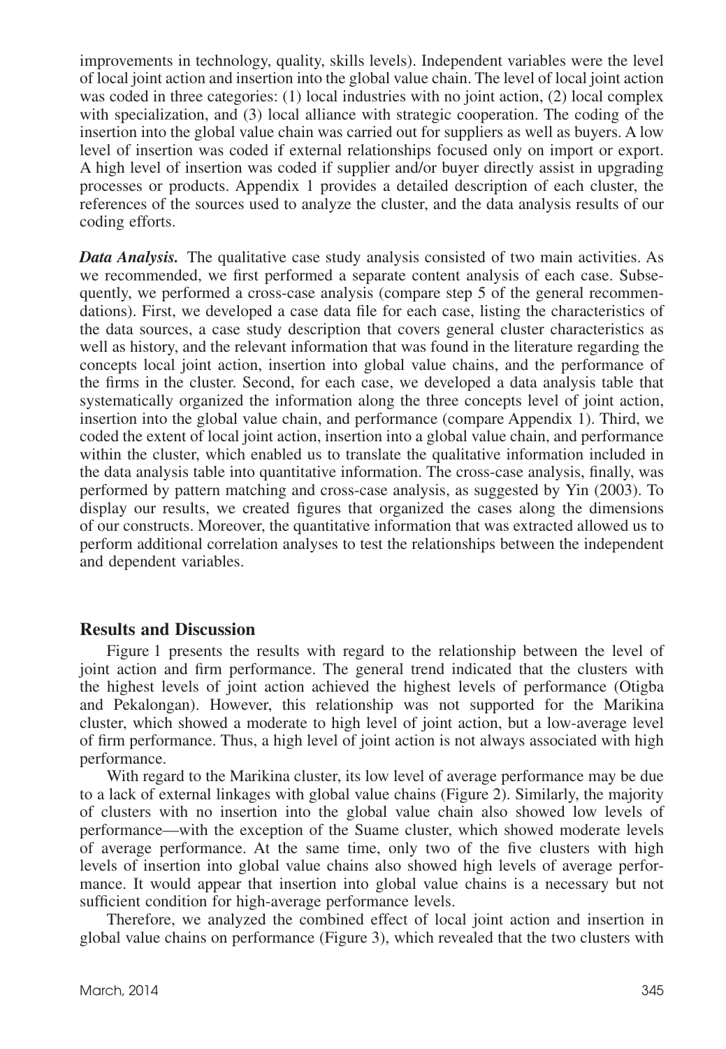improvements in technology, quality, skills levels). Independent variables were the level of local joint action and insertion into the global value chain. The level of local joint action was coded in three categories: (1) local industries with no joint action, (2) local complex with specialization, and (3) local alliance with strategic cooperation. The coding of the insertion into the global value chain was carried out for suppliers as well as buyers. A low level of insertion was coded if external relationships focused only on import or export. A high level of insertion was coded if supplier and/or buyer directly assist in upgrading processes or products. Appendix 1 provides a detailed description of each cluster, the references of the sources used to analyze the cluster, and the data analysis results of our coding efforts.

***Data Analysis.*** The qualitative case study analysis consisted of two main activities. As we recommended, we first performed a separate content analysis of each case. Subsequently, we performed a cross-case analysis (compare step 5 of the general recommendations). First, we developed a case data file for each case, listing the characteristics of the data sources, a case study description that covers general cluster characteristics as well as history, and the relevant information that was found in the literature regarding the concepts local joint action, insertion into global value chains, and the performance of the firms in the cluster. Second, for each case, we developed a data analysis table that systematically organized the information along the three concepts level of joint action, insertion into the global value chain, and performance (compare Appendix 1). Third, we coded the extent of local joint action, insertion into a global value chain, and performance within the cluster, which enabled us to translate the qualitative information included in the data analysis table into quantitative information. The cross-case analysis, finally, was performed by pattern matching and cross-case analysis, as suggested by Yin (2003). To display our results, we created figures that organized the cases along the dimensions of our constructs. Moreover, the quantitative information that was extracted allowed us to perform additional correlation analyses to test the relationships between the independent and dependent variables.

## Results and Discussion

Figure 1 presents the results with regard to the relationship between the level of joint action and firm performance. The general trend indicated that the clusters with the highest levels of joint action achieved the highest levels of performance (Otigba and Pekalongan). However, this relationship was not supported for the Marikina cluster, which showed a moderate to high level of joint action, but a low-average level of firm performance. Thus, a high level of joint action is not always associated with high performance.

With regard to the Marikina cluster, its low level of average performance may be due to a lack of external linkages with global value chains (Figure 2). Similarly, the majority of clusters with no insertion into the global value chain also showed low levels of performance—with the exception of the Suame cluster, which showed moderate levels of average performance. At the same time, only two of the five clusters with high levels of insertion into global value chains also showed high levels of average performance. It would appear that insertion into global value chains is a necessary but not sufficient condition for high-average performance levels.

Therefore, we analyzed the combined effect of local joint action and insertion in global value chains on performance (Figure 3), which revealed that the two clusters with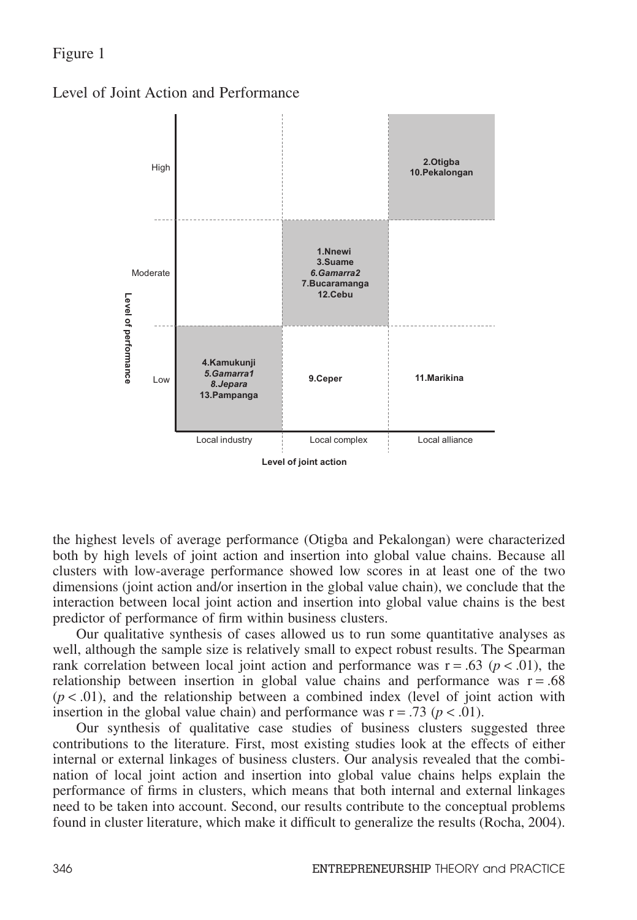Figure 1

Level of Joint Action and Performance

| Level of performance | Local industry | Local complex | Local alliance |
|---|---|---|---|
| High | | | 2.Otigba<br>10.Pekalongan |
| Moderate | | 1.Nnewi<br>3.Suame<br>*6.Gamarra2*<br>7.Bucaramanga<br>12.Cebu | |
| Low | 4.Kamukunji<br>*5.Gamarra1*<br>*8.Jepara*<br>13.Pampanga | 9.Ceper | 11.Marikina |

**Level of joint action**

the highest levels of average performance (Otigba and Pekalongan) were characterized both by high levels of joint action and insertion into global value chains. Because all clusters with low-average performance showed low scores in at least one of the two dimensions (joint action and/or insertion in the global value chain), we conclude that the interaction between local joint action and insertion into global value chains is the best predictor of performance of firm within business clusters.

Our qualitative synthesis of cases allowed us to run some quantitative analyses as well, although the sample size is relatively small to expect robust results. The Spearman rank correlation between local joint action and performance was $r = .63$ ($p < .01$), the relationship between insertion in global value chains and performance was $r = .68$ ($p < .01$), and the relationship between a combined index (level of joint action with insertion in the global value chain) and performance was $r = .73$ ($p < .01$).

Our synthesis of qualitative case studies of business clusters suggested three contributions to the literature. First, most existing studies look at the effects of either internal or external linkages of business clusters. Our analysis revealed that the combination of local joint action and insertion into global value chains helps explain the performance of firms in clusters, which means that both internal and external linkages need to be taken into account. Second, our results contribute to the conceptual problems found in cluster literature, which make it difficult to generalize the results (Rocha, 2004).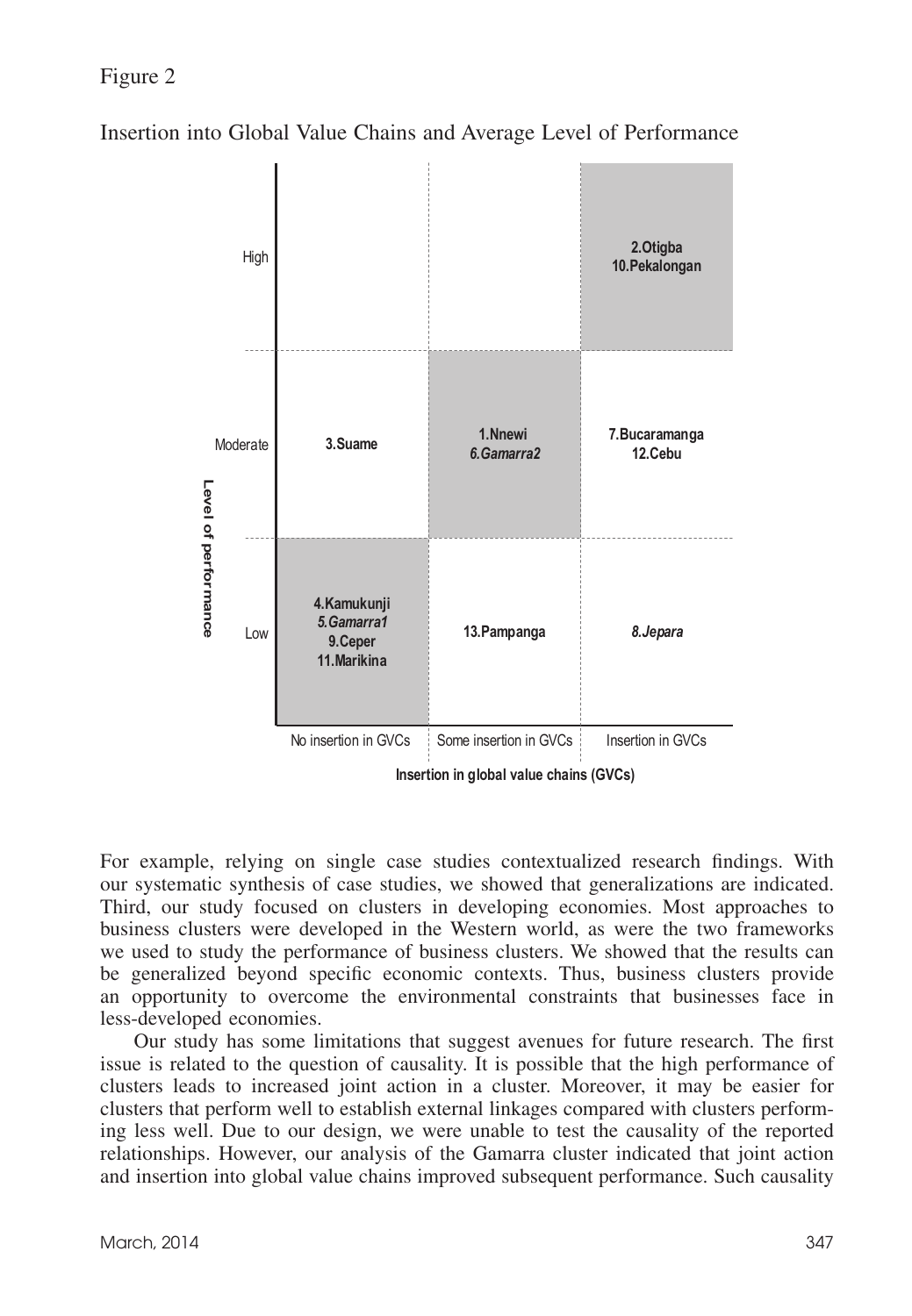Figure 2

Insertion into Global Value Chains and Average Level of Performance

| Level of performance | No insertion in GVCs | Some insertion in GVCs | Insertion in GVCs |
| --- | --- | --- | --- |
| High | | | **2.Otigba**<br>**10.Pekalongan** |
| Moderate | **3.Suame** | **1.Nnewi**<br>***6.Gamarra2*** | **7.Bucaramanga**<br>**12.Cebu** |
| Low | **4.Kamukunji**<br>***5.Gamarra1***<br>**9.Ceper**<br>**11.Marikina** | **13.Pampanga** | ***8.Jepara*** |

**Insertion in global value chains (GVCs)**

For example, relying on single case studies contextualized research findings. With our systematic synthesis of case studies, we showed that generalizations are indicated. Third, our study focused on clusters in developing economies. Most approaches to business clusters were developed in the Western world, as were the two frameworks we used to study the performance of business clusters. We showed that the results can be generalized beyond specific economic contexts. Thus, business clusters provide an opportunity to overcome the environmental constraints that businesses face in less-developed economies.

Our study has some limitations that suggest avenues for future research. The first issue is related to the question of causality. It is possible that the high performance of clusters leads to increased joint action in a cluster. Moreover, it may be easier for clusters that perform well to establish external linkages compared with clusters performing less well. Due to our design, we were unable to test the causality of the reported relationships. However, our analysis of the Gamarra cluster indicated that joint action and insertion into global value chains improved subsequent performance. Such causality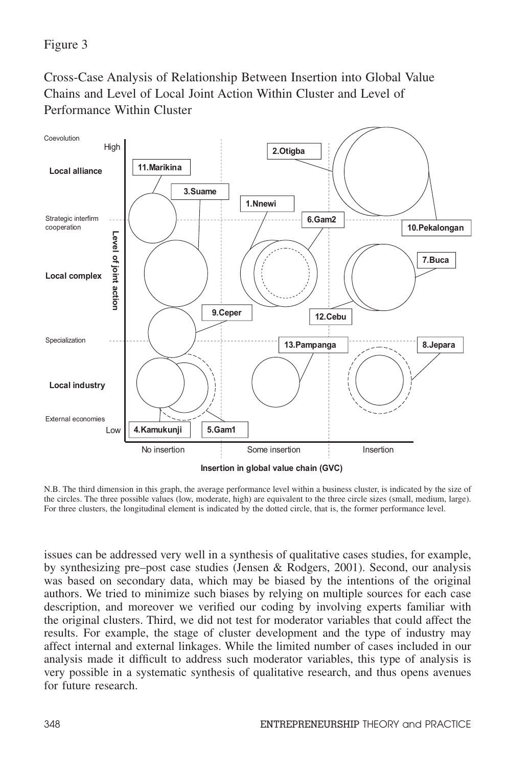Figure 3

Cross-Case Analysis of Relationship Between Insertion into Global Value Chains and Level of Local Joint Action Within Cluster and Level of Performance Within Cluster

N.B. The third dimension in this graph, the average performance level within a business cluster, is indicated by the size of the circles. The three possible values (low, moderate, high) are equivalent to the three circle sizes (small, medium, large). For three clusters, the longitudinal element is indicated by the dotted circle, that is, the former performance level.

issues can be addressed very well in a synthesis of qualitative cases studies, for example, by synthesizing pre–post case studies (Jensen & Rodgers, 2001). Second, our analysis was based on secondary data, which may be biased by the intentions of the original authors. We tried to minimize such biases by relying on multiple sources for each case description, and moreover we verified our coding by involving experts familiar with the original clusters. Third, we did not test for moderator variables that could affect the results. For example, the stage of cluster development and the type of industry may affect internal and external linkages. While the limited number of cases included in our analysis made it difficult to address such moderator variables, this type of analysis is very possible in a systematic synthesis of qualitative research, and thus opens avenues for future research.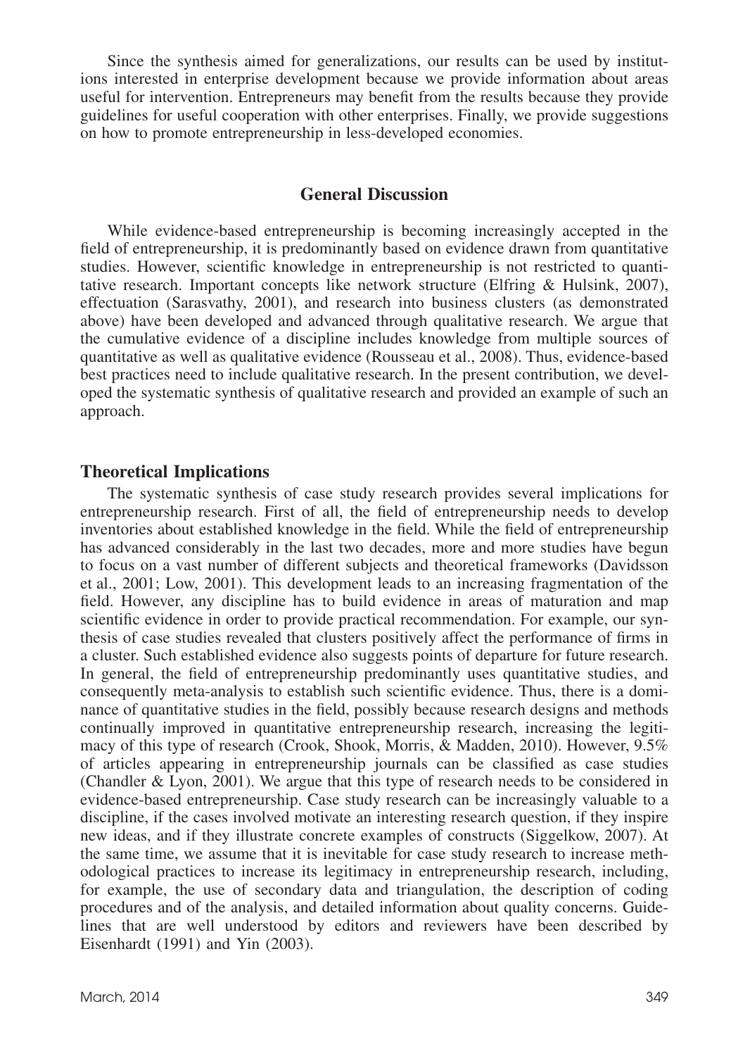Since the synthesis aimed for generalizations, our results can be used by institutions interested in enterprise development because we provide information about areas useful for intervention. Entrepreneurs may benefit from the results because they provide guidelines for useful cooperation with other enterprises. Finally, we provide suggestions on how to promote entrepreneurship in less-developed economies.

## General Discussion

While evidence-based entrepreneurship is becoming increasingly accepted in the field of entrepreneurship, it is predominantly based on evidence drawn from quantitative studies. However, scientific knowledge in entrepreneurship is not restricted to quantitative research. Important concepts like network structure (Elfring & Hulsink, 2007), effectuation (Sarasvathy, 2001), and research into business clusters (as demonstrated above) have been developed and advanced through qualitative research. We argue that the cumulative evidence of a discipline includes knowledge from multiple sources of quantitative as well as qualitative evidence (Rousseau et al., 2008). Thus, evidence-based best practices need to include qualitative research. In the present contribution, we developed the systematic synthesis of qualitative research and provided an example of such an approach.

### Theoretical Implications

The systematic synthesis of case study research provides several implications for entrepreneurship research. First of all, the field of entrepreneurship needs to develop inventories about established knowledge in the field. While the field of entrepreneurship has advanced considerably in the last two decades, more and more studies have begun to focus on a vast number of different subjects and theoretical frameworks (Davidsson et al., 2001; Low, 2001). This development leads to an increasing fragmentation of the field. However, any discipline has to build evidence in areas of maturation and map scientific evidence in order to provide practical recommendation. For example, our synthesis of case studies revealed that clusters positively affect the performance of firms in a cluster. Such established evidence also suggests points of departure for future research. In general, the field of entrepreneurship predominantly uses quantitative studies, and consequently meta-analysis to establish such scientific evidence. Thus, there is a dominance of quantitative studies in the field, possibly because research designs and methods continually improved in quantitative entrepreneurship research, increasing the legitimacy of this type of research (Crook, Shook, Morris, & Madden, 2010). However, 9.5% of articles appearing in entrepreneurship journals can be classified as case studies (Chandler & Lyon, 2001). We argue that this type of research needs to be considered in evidence-based entrepreneurship. Case study research can be increasingly valuable to a discipline, if the cases involved motivate an interesting research question, if they inspire new ideas, and if they illustrate concrete examples of constructs (Siggelkow, 2007). At the same time, we assume that it is inevitable for case study research to increase methodological practices to increase its legitimacy in entrepreneurship research, including, for example, the use of secondary data and triangulation, the description of coding procedures and of the analysis, and detailed information about quality concerns. Guidelines that are well understood by editors and reviewers have been described by Eisenhardt (1991) and Yin (2003).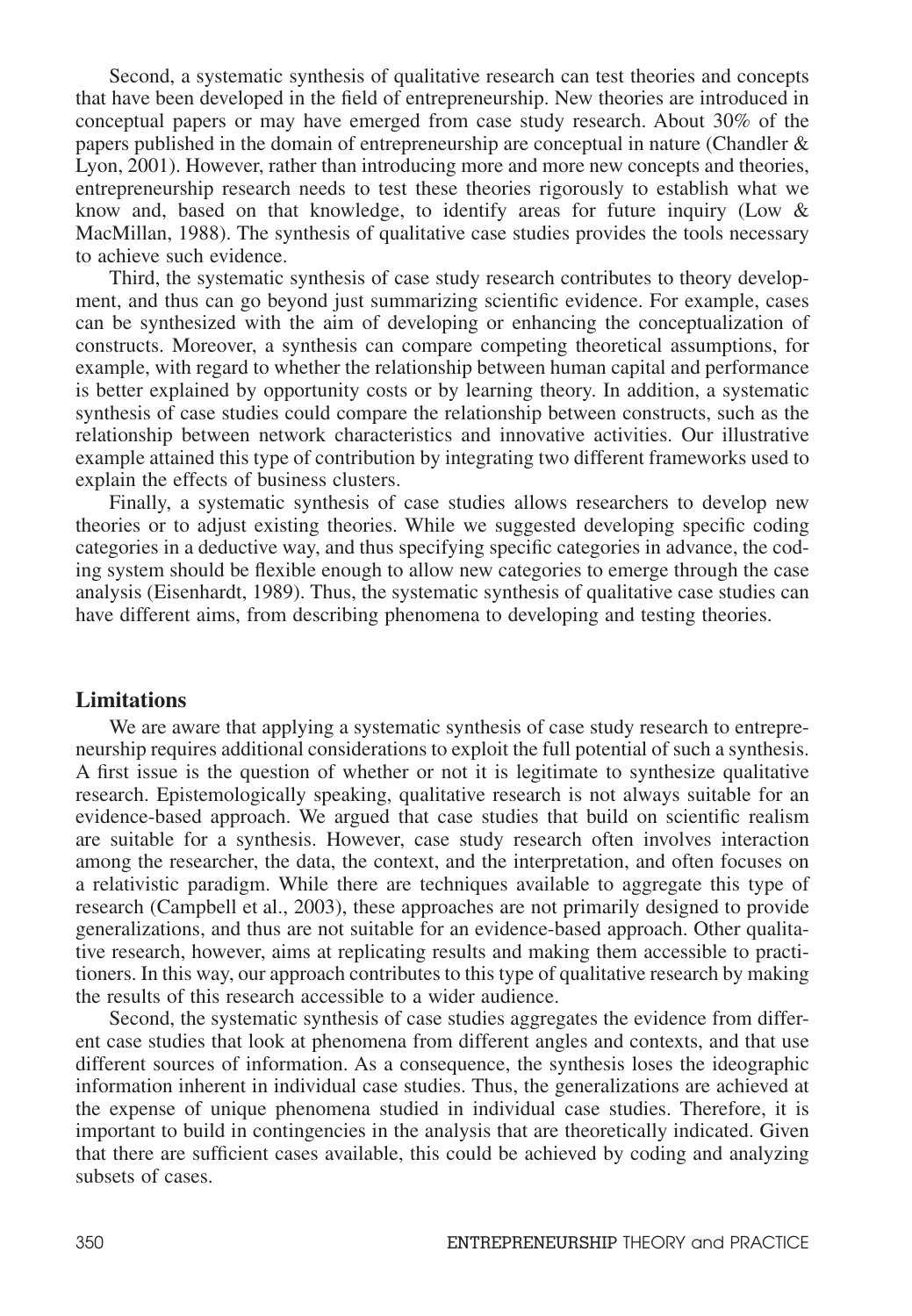Second, a systematic synthesis of qualitative research can test theories and concepts that have been developed in the field of entrepreneurship. New theories are introduced in conceptual papers or may have emerged from case study research. About 30% of the papers published in the domain of entrepreneurship are conceptual in nature (Chandler & Lyon, 2001). However, rather than introducing more and more new concepts and theories, entrepreneurship research needs to test these theories rigorously to establish what we know and, based on that knowledge, to identify areas for future inquiry (Low & MacMillan, 1988). The synthesis of qualitative case studies provides the tools necessary to achieve such evidence.

Third, the systematic synthesis of case study research contributes to theory development, and thus can go beyond just summarizing scientific evidence. For example, cases can be synthesized with the aim of developing or enhancing the conceptualization of constructs. Moreover, a synthesis can compare competing theoretical assumptions, for example, with regard to whether the relationship between human capital and performance is better explained by opportunity costs or by learning theory. In addition, a systematic synthesis of case studies could compare the relationship between constructs, such as the relationship between network characteristics and innovative activities. Our illustrative example attained this type of contribution by integrating two different frameworks used to explain the effects of business clusters.

Finally, a systematic synthesis of case studies allows researchers to develop new theories or to adjust existing theories. While we suggested developing specific coding categories in a deductive way, and thus specifying specific categories in advance, the coding system should be flexible enough to allow new categories to emerge through the case analysis (Eisenhardt, 1989). Thus, the systematic synthesis of qualitative case studies can have different aims, from describing phenomena to developing and testing theories.

## Limitations

We are aware that applying a systematic synthesis of case study research to entrepreneurship requires additional considerations to exploit the full potential of such a synthesis. A first issue is the question of whether or not it is legitimate to synthesize qualitative research. Epistemologically speaking, qualitative research is not always suitable for an evidence-based approach. We argued that case studies that build on scientific realism are suitable for a synthesis. However, case study research often involves interaction among the researcher, the data, the context, and the interpretation, and often focuses on a relativistic paradigm. While there are techniques available to aggregate this type of research (Campbell et al., 2003), these approaches are not primarily designed to provide generalizations, and thus are not suitable for an evidence-based approach. Other qualitative research, however, aims at replicating results and making them accessible to practitioners. In this way, our approach contributes to this type of qualitative research by making the results of this research accessible to a wider audience.

Second, the systematic synthesis of case studies aggregates the evidence from different case studies that look at phenomena from different angles and contexts, and that use different sources of information. As a consequence, the synthesis loses the ideographic information inherent in individual case studies. Thus, the generalizations are achieved at the expense of unique phenomena studied in individual case studies. Therefore, it is important to build in contingencies in the analysis that are theoretically indicated. Given that there are sufficient cases available, this could be achieved by coding and analyzing subsets of cases.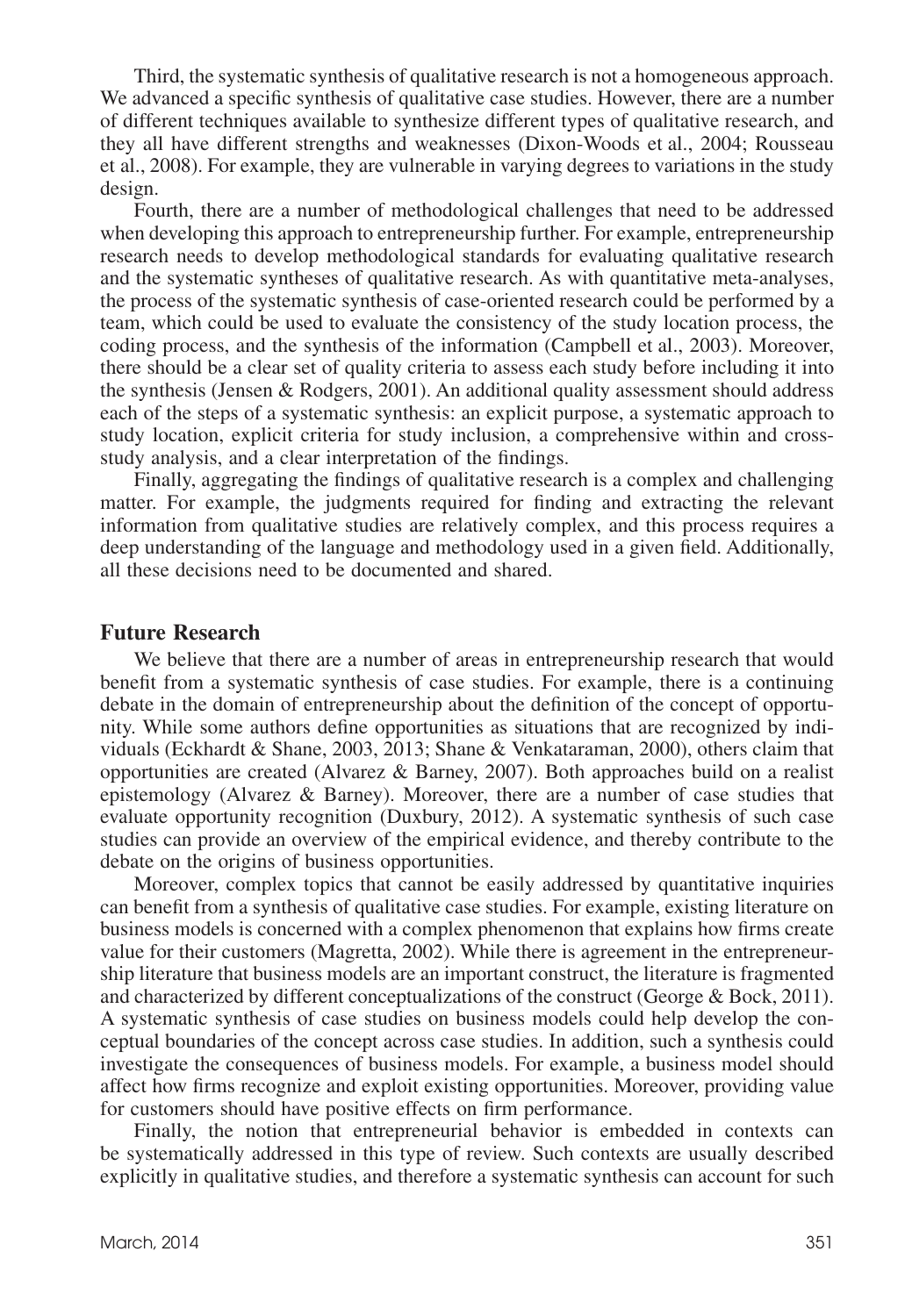Third, the systematic synthesis of qualitative research is not a homogeneous approach. We advanced a specific synthesis of qualitative case studies. However, there are a number of different techniques available to synthesize different types of qualitative research, and they all have different strengths and weaknesses (Dixon-Woods et al., 2004; Rousseau et al., 2008). For example, they are vulnerable in varying degrees to variations in the study design.

Fourth, there are a number of methodological challenges that need to be addressed when developing this approach to entrepreneurship further. For example, entrepreneurship research needs to develop methodological standards for evaluating qualitative research and the systematic syntheses of qualitative research. As with quantitative meta-analyses, the process of the systematic synthesis of case-oriented research could be performed by a team, which could be used to evaluate the consistency of the study location process, the coding process, and the synthesis of the information (Campbell et al., 2003). Moreover, there should be a clear set of quality criteria to assess each study before including it into the synthesis (Jensen & Rodgers, 2001). An additional quality assessment should address each of the steps of a systematic synthesis: an explicit purpose, a systematic approach to study location, explicit criteria for study inclusion, a comprehensive within and cross-study analysis, and a clear interpretation of the findings.

Finally, aggregating the findings of qualitative research is a complex and challenging matter. For example, the judgments required for finding and extracting the relevant information from qualitative studies are relatively complex, and this process requires a deep understanding of the language and methodology used in a given field. Additionally, all these decisions need to be documented and shared.

## Future Research

We believe that there are a number of areas in entrepreneurship research that would benefit from a systematic synthesis of case studies. For example, there is a continuing debate in the domain of entrepreneurship about the definition of the concept of opportunity. While some authors define opportunities as situations that are recognized by individuals (Eckhardt & Shane, 2003, 2013; Shane & Venkataraman, 2000), others claim that opportunities are created (Alvarez & Barney, 2007). Both approaches build on a realist epistemology (Alvarez & Barney). Moreover, there are a number of case studies that evaluate opportunity recognition (Duxbury, 2012). A systematic synthesis of such case studies can provide an overview of the empirical evidence, and thereby contribute to the debate on the origins of business opportunities.

Moreover, complex topics that cannot be easily addressed by quantitative inquiries can benefit from a synthesis of qualitative case studies. For example, existing literature on business models is concerned with a complex phenomenon that explains how firms create value for their customers (Magretta, 2002). While there is agreement in the entrepreneurship literature that business models are an important construct, the literature is fragmented and characterized by different conceptualizations of the construct (George & Bock, 2011). A systematic synthesis of case studies on business models could help develop the conceptual boundaries of the concept across case studies. In addition, such a synthesis could investigate the consequences of business models. For example, a business model should affect how firms recognize and exploit existing opportunities. Moreover, providing value for customers should have positive effects on firm performance.

Finally, the notion that entrepreneurial behavior is embedded in contexts can be systematically addressed in this type of review. Such contexts are usually described explicitly in qualitative studies, and therefore a systematic synthesis can account for such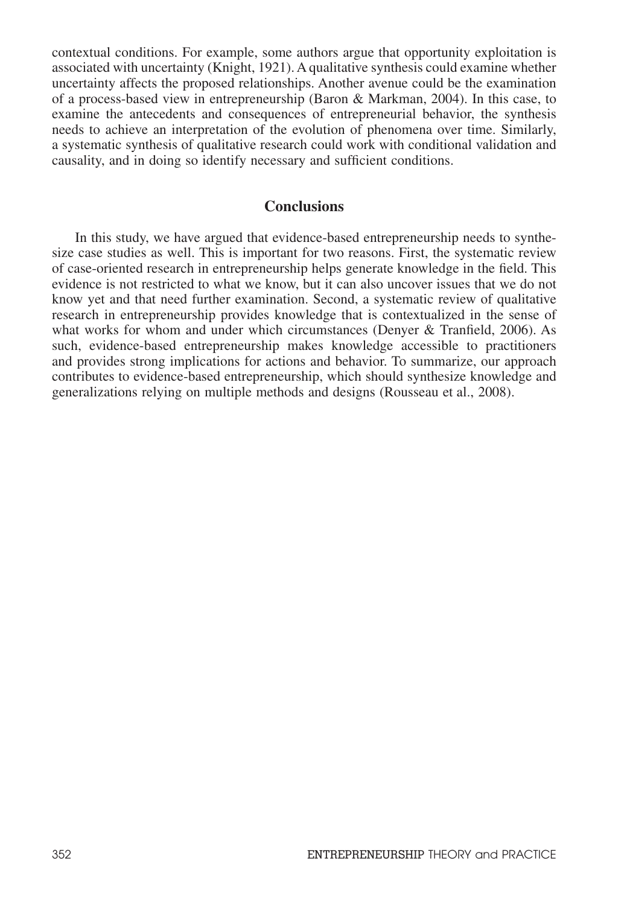contextual conditions. For example, some authors argue that opportunity exploitation is associated with uncertainty (Knight, 1921). A qualitative synthesis could examine whether uncertainty affects the proposed relationships. Another avenue could be the examination of a process-based view in entrepreneurship (Baron & Markman, 2004). In this case, to examine the antecedents and consequences of entrepreneurial behavior, the synthesis needs to achieve an interpretation of the evolution of phenomena over time. Similarly, a systematic synthesis of qualitative research could work with conditional validation and causality, and in doing so identify necessary and sufficient conditions.

## Conclusions

In this study, we have argued that evidence-based entrepreneurship needs to synthesize case studies as well. This is important for two reasons. First, the systematic review of case-oriented research in entrepreneurship helps generate knowledge in the field. This evidence is not restricted to what we know, but it can also uncover issues that we do not know yet and that need further examination. Second, a systematic review of qualitative research in entrepreneurship provides knowledge that is contextualized in the sense of what works for whom and under which circumstances (Denyer & Tranfield, 2006). As such, evidence-based entrepreneurship makes knowledge accessible to practitioners and provides strong implications for actions and behavior. To summarize, our approach contributes to evidence-based entrepreneurship, which should synthesize knowledge and generalizations relying on multiple methods and designs (Rousseau et al., 2008).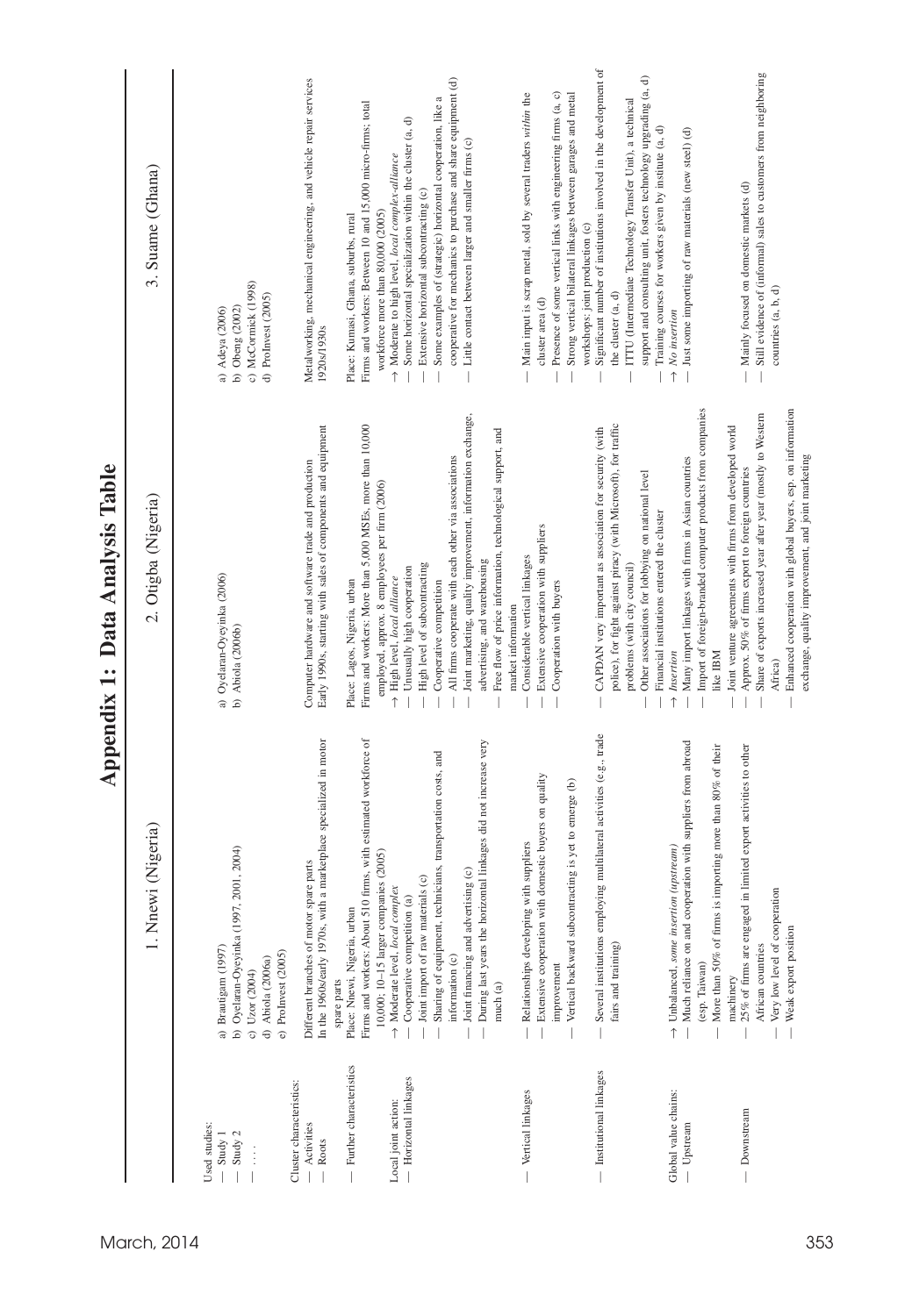# Appendix 1: Data Analysis Table

| | 1. Nnewi (Nigeria) | 2. Otigba (Nigeria) | 3. Suame (Ghana) |
|---|---|---|---|
| Used studies:<br>— Study 1<br>— Study 2<br>— . . . . | a) Brautigam (1997)<br>b) Oyelaran-Oyeyinka (1997, 2001, 2004)<br>c) Uzor (2004)<br>d) Abiola (2006a)<br>e) ProInvest (2005) | a) Oyelaran-Oyeyinka (2006)<br>b) Abiola (2006b) | a) Adeya (2006)<br>b) Obeng (2002)<br>c) McCormick (1998)<br>d) ProInvest (2005) |
| Cluster characteristics:<br>— Activities | Different branches of motor spare parts | Computer hardware and software trade and production | Metalworking, mechanical engineering, and vehicle repair services |
| — Roots | In the 1960s/early 1970s, with a marketplace specialized in motor spare parts | Early 1990s, starting with sales of components and equipment | 1920s/1930s |
| — Further characteristics | Place: Nnewi, Nigeria, urban<br>Firms and workers: About 510 firms, with estimated workforce of 10,000; 10–15 larger companies (2005) | Place: Lagos, Nigeria, urban<br>Firms and workers: More than 5,000 MSEs, more than 10,000 employed, approx. 8 employees per firm (2006) | Place: Kumasi, Ghana, suburbs, rural<br>Firms and workers: Between 10 and 15,000 micro-firms; total workforce more than 80,000 (2005) |
| Local joint action:<br>— Horizontal linkages | → Moderate level, *local complex*<br>— Cooperative competition (a)<br>— Joint import of raw materials (c)<br>— Sharing of equipment, technicians, transportation costs, and information (c)<br>— Joint financing and advertising (c)<br>— During last years the horizontal linkages did not increase very much (a) | → High level, *local alliance*<br>— Unusually high cooperation<br>— High level of subcontracting<br>— Cooperative competition<br>— All firms cooperate with each other via associations<br>— Joint marketing, quality improvement, information exchange, advertising, and warehousing<br>— Free flow of price information, technological support, and market information | → Moderate to high level, *local complex-alliance*<br>— Some horizontal specialization within the cluster (a, d)<br>— Extensive horizontal subcontracting (c)<br>— Some examples of (strategic) horizontal cooperation, like a cooperative for mechanics to purchase and share equipment (d)<br>— Little contact between larger and smaller firms (c) |
| — Vertical linkages | — Relationships developing with suppliers<br>— Extensive cooperation with domestic buyers on quality improvement<br>— Vertical backward subcontracting is yet to emerge (b) | — Considerable vertical linkages<br>— Extensive cooperation with suppliers<br>— Cooperation with buyers | — Main input is scrap metal, sold by several traders *within* the cluster area (d)<br>— Presence of some vertical links with engineering firms (a, c)<br>— Strong vertical bilateral linkages between garages and metal workshops; joint production (c) |
| — Institutional linkages | — Several institutions employing multilateral activities (e.g., trade fairs and training) | — CAPDAN very important as association for security (with police), for fight against piracy (with Microsoft), for traffic problems (with city council)<br>— Other associations for lobbying on national level<br>— Financial institutions entered the cluster | — Significant number of institutions involved in the development of the cluster (a, d)<br>— ITTU (Intermediate Technology Transfer Unit), a technical support and consulting unit, fosters technology upgrading (a, d)<br>— Training courses for workers given by institute (a, d) |
| Global value chains:<br>— Upstream | → Unbalanced, *some insertion (upstream)*<br>— Much reliance on and cooperation with suppliers from abroad (esp. Taiwan)<br>— More than 50% of firms is importing more than 80% of their machinery | → *Insertion*<br>— Many import linkages with firms in Asian countries<br>— Import of foreign-branded computer products from companies like IBM<br>— Joint venture agreements with firms from developed world | → *No insertion*<br>— Just some importing of raw materials (new steel) (d) |
| — Downstream | — 25% of firms are engaged in limited export activities to other African countries<br>— Very low level of cooperation<br>— Weak export position | — Approx. 50% of firms export to foreign countries<br>— Share of exports increased year after year (mostly to Western Africa)<br>— Enhanced cooperation with global buyers, esp. on information exchange, quality improvement, and joint marketing | — Mainly focused on domestic markets (d)<br>— Still evidence of (informal) sales to customers from neighboring countries (a, b, d) |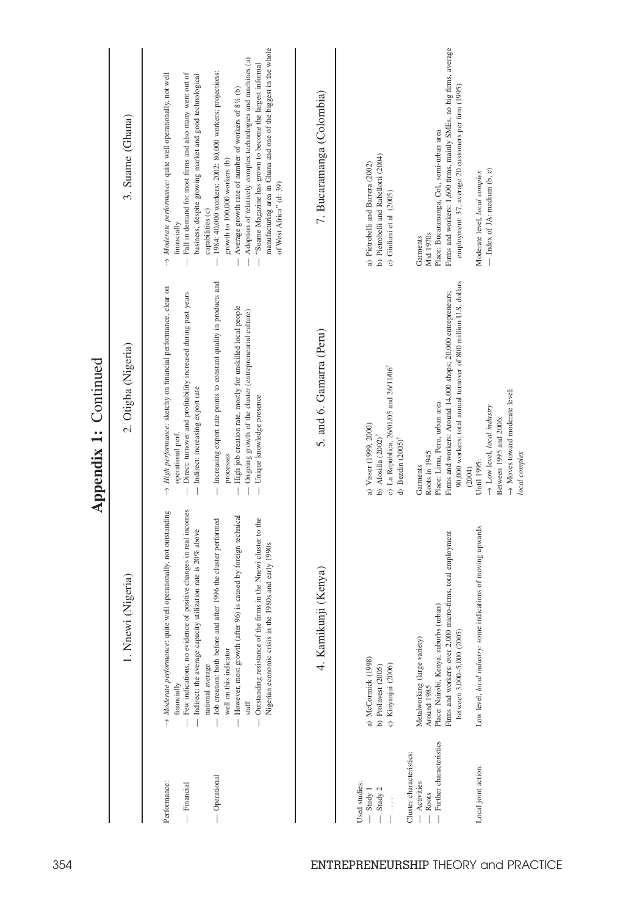# Appendix 1: Continued

| | 1. Nnewi (Nigeria) | 2. Otigba (Nigeria) | 3. Suame (Ghana) |
|---|---|---|---|
| Performance: | → *Moderate performance*: quite well operationally, not outstanding financially | → *High performance*: sketchy on financial performance, clear on operational perf. | → *Moderate performance*: quite well operationally, not well financially |
| — Financial | — Few indications, no evidence of positive changes in real incomes<br>— Indirect: the average capacity utilization rate is 20% above national average | — Direct: turnover and profitability increased during past years<br>— Indirect: increasing export rate | — Fall in demand for most firms and also many went out of business, despite growing market and good technological capabilities (c) |
| — Operational | — Job creation: both before and after 1996 the cluster performed well on this indicator<br>— However, most growth (after 96) is caused by foreign technical staff<br>— Outstanding resistance of the firms in the Nnewi cluster to the Nigerian economic crisis in the 1980s and early 1990s | — Increasing export rate points to constant quality in products and processes<br>— High job creation rate, mostly for unskilled local people<br>— Ongoing growth of the cluster (entrepreneurial culture)<br>— Unique knowledge presence | — 1984: 40,000 workers; 2002: 80,000 workers; projections: growth to 100,000 workers (b)<br>— Average growth rate of number of workers of 8% (b)<br>— Adoption of relatively complex technologies and machines (a)<br>— "Suame Magazine has grown to become the largest informal manufacturing area in Ghana and one of the biggest in the whole of West Africa" (d: 39) |

| | 4. Kamikunji (Kenya) | 5. and 6. Gamarra (Peru) | 7. Bucaramanga (Colombia) |
|---|---|---|---|
| Used studies:<br>— Study 1<br>— Study 2<br>— . . . | a) McCormick (1998)<br>b) ProInvest (2005)<br>c) Kinyanjui (2006) | a) Visser (1999, 2000)<br>b) Alosilla (2002)[†]<br>c) La Republica, 26/01/05 and 26/11/06[†]<br>d) Bezdin (2005)[†] | a) Pietrobelli and Barrera (2002)<br>b) Pietrobelli and Rabellotti (2004)<br>c) Giuliani et al. (2005) |
| Cluster characteristics:<br>— Activities<br>— Roots<br>— Further characteristics | Metalworking (large variety)<br>Around 1985<br>Place: Nairobi, Kenya, suburbs (urban)<br>Firms and workers: over 2,000 micro-firms, total employment between 3,000–5,000 (2005) | Garments<br>Roots in 1945<br>Place: Lima, Peru, urban area<br>Firms and workers: Around 14,000 shops; 20,000 entrepreneurs; 90,000 workers; total annual turnover of 800 million U.S. dollars (2004) | Garments<br>Mid 1970s<br>Place: Bucaramanga, Col., semi-urban area<br>Firms and workers: 1,600 firms, mainly SMEs, no big firms, average employment: 37, average 20 customers per firm (1995) |
| Local joint action: | Low level, *local industry*: some indications of moving upwards | Until 1995:<br>→ Low level, *local industry*<br>Between 1995 and 2006:<br>→ Moves toward moderate level: *local complex* | Moderate level, *local complex*<br>— Index of JA: medium (b, c) |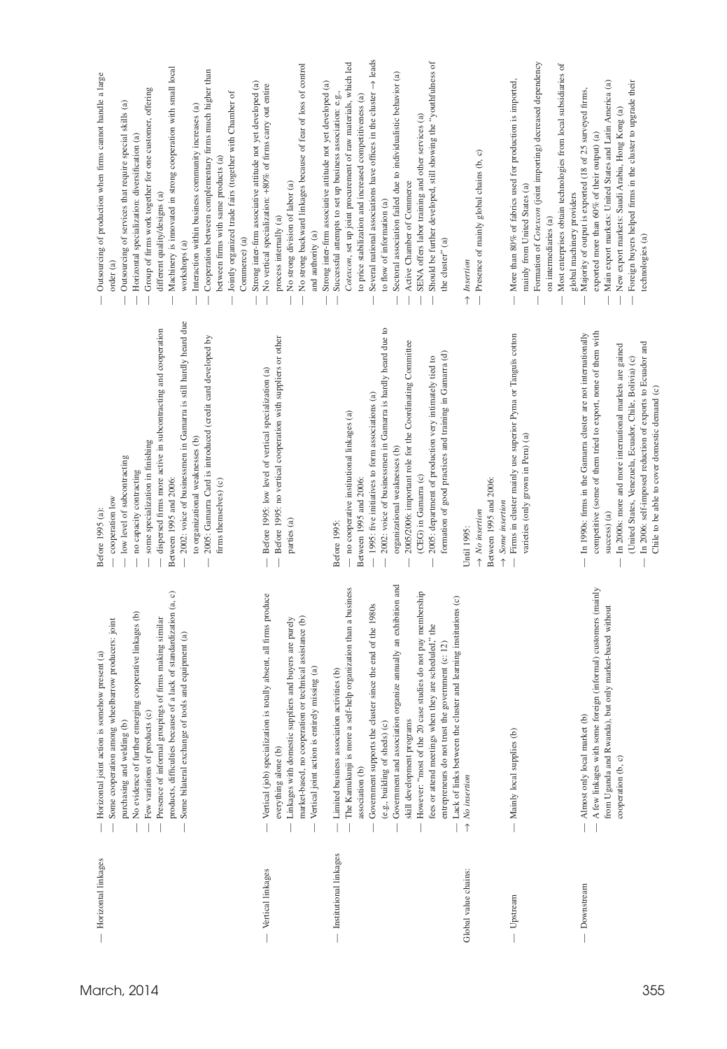| | | | |
|---|---|---|---|
| — Horizontal linkages | — Horizontal joint action is somehow present (a)<br>— Some cooperation among wheelbarrow producers: joint purchasing and welding (b)<br>— No evidence of further emerging cooperative linkages (b)<br>— Few variations of products (c)<br>— Presence of informal groupings of firms making similar products, difficulties because of a lack of standardization (a, c)<br>— Some bilateral exchange of tools and equipment (a) | Before 1995 (a):<br>— cooperation low<br>— low level of subcontracting<br>— no capacity contracting<br>— some specialization in finishing<br>— dispersed firms more active in subcontracting and cooperation<br>Between 1995 and 2006:<br>— 2002: voice of businessmen in Gamarra is still hardly heard due to organizational weaknesses (b)<br>— 2005: Gamarra Card is introduced (credit card developed by firms themselves) (c) | — Outsourcing of production when firms cannot handle a large order (a)<br>— Outsourcing of services that require special skills (a)<br>— Horizontal specialization: diversification (a)<br>— Group of firms work together for one customer, offering different quality/designs (a)<br>— Machinery is innovated in strong cooperation with small local workshops (a)<br>— Interaction within business community increases (a)<br>— Cooperation between complementary firms much higher than between firms with same products (a)<br>— Jointly organized trade fairs (together with Chamber of Commerce) (a) |
| — Vertical linkages | — Vertical (job) specialization is totally absent, all firms produce everything alone (b)<br>— Linkages with domestic suppliers and buyers are purely market-based, no cooperation or technical assistance (b)<br>— Vertical joint action is entirely missing (a) | — Before 1995: low level of vertical specialization (a)<br>— Before 1995: no vertical cooperation with suppliers or other parties (a) | — Strong inter-firm associative attitude not yet developed (a)<br>— No vertical specialization: +80% of firms carry out entire process internally (a)<br>— No strong division of labor (a)<br>— No strong backward linkages because of fear of loss of control and authority (a) |
| — Institutional linkages | — Limited business association activities (b)<br>— The Kamukunji is more a self-help organization than a business association (b)<br>— Government supports the cluster since the end of the 1980s (e.g., building of sheds) (c)<br>— Government and association organize annually an exhibition and skill development programs<br>— However: "most of the 20 case studies do not pay membership fees or attend meetings when they are scheduled," the entrepreneurs do not trust the government (c: 12)<br>— Lack of links between the cluster and learning institutions (c) | Before 1995:<br>— no cooperative institutional linkages (a)<br>Between 1995 and 2006:<br>— 1995: five initiatives to form associations (a)<br>— 2002: voice of businessmen in Gamarra is hardly heard due to organizational weaknesses (b)<br>— 2005/2006: important role for the Coordinating Committee (CEG) in Gamarra (c)<br>— 2005: department of production very intimately tied to formation of good practices and training in Gamarra (d) | — Strong inter-firm associative attitude not yet developed (a)<br>— Successful attempts to set up business association: e.g., *Cotexcon*, set up joint procurement of raw materials, which led to price stabilization and increased competitiveness (a)<br>— Several national associations have offices in the cluster → leads to flow of information (a)<br>— Sectoral association failed due to individualistic behavior (a)<br>— Active Chamber of Commerce<br>— SENA offers labor training and other services (a)<br>— Should be further developed, still showing the "youthfulness of the cluster" (a) |
| Global value chains: | → *No insertion* | Until 1995:<br>→ *No insertion*<br>Between 1995 and 2006:<br>→ *Some insertion* | → *Insertion*<br>— Presence of mainly global chains (b, c) |
| — Upstream | — Mainly local supplies (b) | — Firms in cluster mainly use superior Pyma or Tanguis cotton varieties (only grown in Peru) (a) | — More than 80% of fabrics used for production is imported, mainly from United States (a)<br>— Formation of *Cotexcon* (joint importing) decreased dependency on intermediaries (a)<br>— Most enterprises obtain technologies from local subsidiaries of global machinery providers |
| — Downstream | — Almost only local market (b)<br>— A few linkages with some foreign (informal) customers (mainly from Uganda and Rwanda), but only market-based without cooperation (b, c) | — In 1990s: firms in the Gamarra cluster are not internationally competitive (some of them tried to export, none of them with success) (a)<br>— In 2000s: more and more international markets are gained (United States, Venezuela, Ecuador, Chile, Bolivia) (c)<br>— In 2006: self-imposed reduction of exports to Ecuador and Chile to be able to cover domestic demand (c) | — Majority of output is exported (18 of 25 surveyed firms, exported more than 60% of their output) (a)<br>— Main export markets: United States and Latin America (a)<br>— New export markets: Saudi Arabia, Hong Kong (a)<br>— Foreign buyers helped firms in the cluster to upgrade their technologies (a) |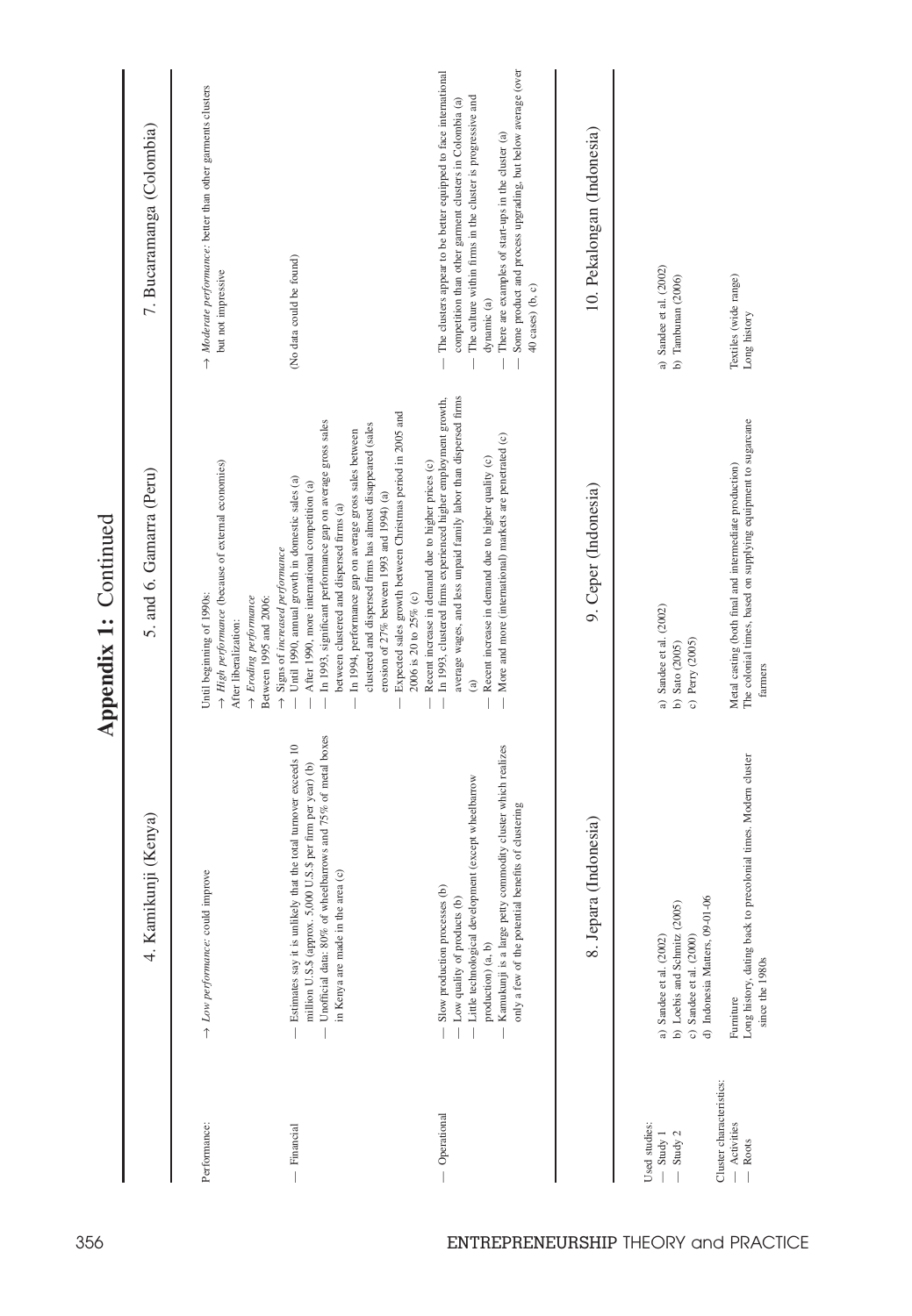# Appendix 1: Continued

| | 4. Kamikunji (Kenya) | 5. and 6. Gamarra (Peru) | 7. Bucaramanga (Colombia) |
|---|---|---|---|
| Performance: | → *Low performance:* could improve | Until beginning of 1990s: → *High performance* (because of external economies) After liberalization: → *Eroding performance* Between 1995 and 2006: → *Signs of increased performance* | → *Moderate performance:* better than other garments clusters but not impressive |
| — Financial | — Estimates say it is unlikely that the total turnover exceeds 10 million U.S.$ (approx. 5,000 U.S.$ per firm per year) (b) — Unofficial data: 80% of wheelbarrows and 75% of metal boxes in Kenya are made in the area (c) | — Until 1990, annual growth in domestic sales (a) — After 1990, more international competition (a) — In 1993, significant performance gap on average gross sales between clustered and dispersed firms (a) — In 1994, performance gap on average gross sales between clustered and dispersed firms has almost disappeared (sales erosion of 27% between 1993 and 1994) (a) — Expected sales growth between Christmas period in 2005 and 2006 is 20 to 25% (c) | (No data could be found) |
| — Operational | — Slow production processes (b) — Low quality of products (b) — Little technological development (except wheelbarrow production) (a, b) — Kamukunji is a large petty commodity cluster which realizes only a few of the potential benefits of clustering | — Recent increase in demand due to higher prices (c) — In 1993, clustered firms experienced higher employment growth, average wages, and less unpaid family labor than dispersed firms (a) — Recent increase in demand due to higher quality (c) — More and more (international) markets are penetrated (c) | — The clusters appear to be better equipped to face international competition than other garment clusters in Colombia (a) — The culture within firms in the cluster is progressive and dynamic (a) — There are examples of start-ups in the cluster (a) — Some product and process upgrading, but below average (over 40 cases) (b, c) |

| | 8. Jepara (Indonesia) | 9. Ceper (Indonesia) | 10. Pekalongan (Indonesia) |
|---|---|---|---|
| Used studies: | | | |
| — Study 1 | a) Sandee et al. (2002) | a) Sandee et al. (2002) | a) Sandee et al. (2002) |
| — Study 2 | b) Loebis and Schmitz (2005) c) Sandee et al. (2000) d) Indonesia Matters, 09-01-06 | b) Sato (2005) c) Perry (2005) | b) Tambunan (2006) |
| Cluster characteristics: | | | |
| — Activities | Furniture | Metal casting (both final and intermediate production) | Textiles (wide range) |
| — Roots | Long history, dating back to precolonial times. Modern cluster since the 1980s | The colonial times, based on supplying equipment to sugarcane farmers | Long history |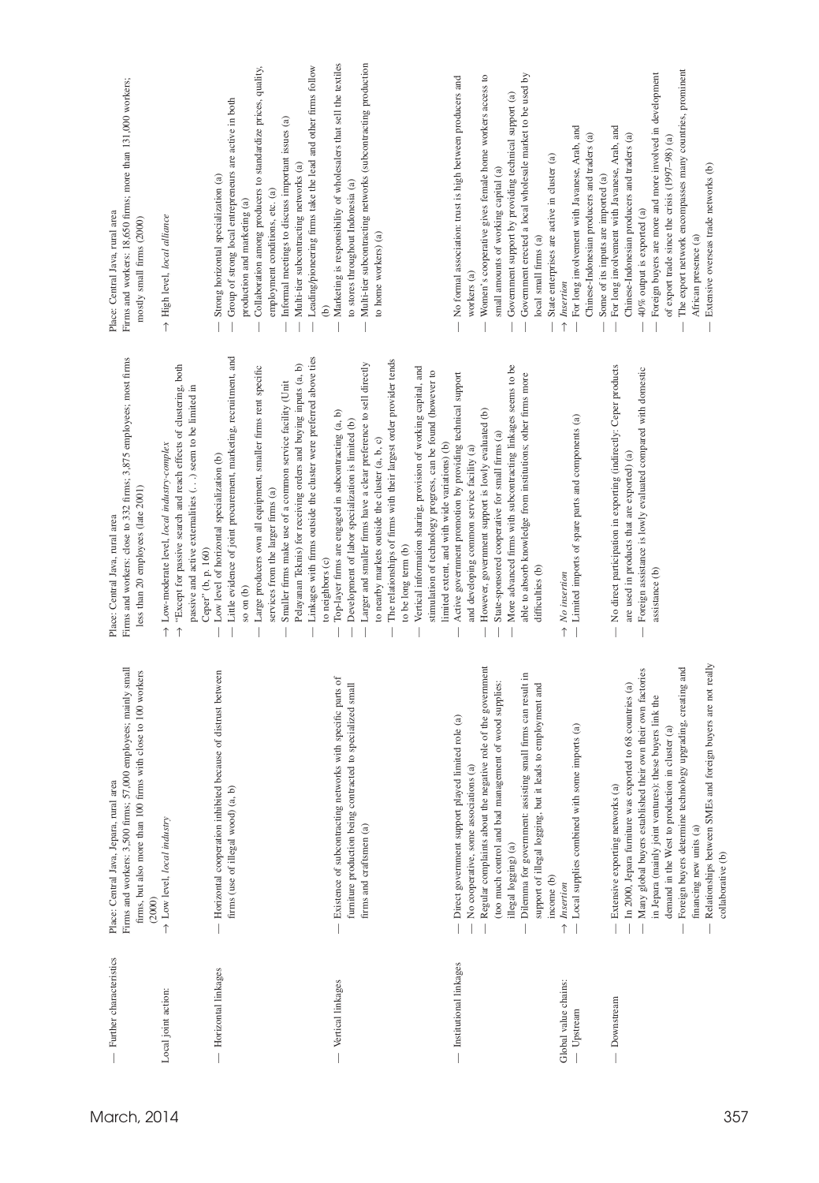| | | | |
|---|---|---|---|
| — Further characteristics | Place: Central Java, Jepara, rural area<br>Firms and workers: 3,500 firms; 57,000 employees; mainly small firms, but also more than 100 firms with close to 100 workers (2000) | Place: Central Java, rural area<br>Firms and workers: close to 332 firms; 3,875 employees; most firms less than 20 employees (late 2001) | Place: Central Java, rural area<br>Firms and workers: 18,650 firms; more than 131,000 workers; mostly small firms (2000) |
| Local joint action: | → Low level, *local industry* | → Low-moderate level, *local industry-complex*<br>→ "Except for passive search and reach effects of clustering, both passive and active externalities (. . .) seem to be limited in Ceper" (b, p. 160) | → High level, *local alliance* |
| — Horizontal linkages | — Horizontal cooperation inhibited because of distrust between firms (use of illegal wood) (a, b) | — Low level of horizontal specialization (b)<br>— Little evidence of joint procurement, marketing, recruitment, and so on (b)<br>— Large producers own all equipment, smaller firms rent specific services from the larger firms (a)<br>— Smaller firms make use of a common service facility (Unit Pelayanan Teknis) for receiving orders and buying inputs (a, b)<br>— Linkages with firms outside the cluster were preferred above ties to neighbors (c) | — Strong horizontal specialization (a)<br>— Group of strong local entrepreneurs are active in both production and marketing (a)<br>— Collaboration among producers to standardize prices, quality, employment conditions, etc. (a)<br>— Informal meetings to discuss important issues (a)<br>— Multi-tier subcontracting networks (a)<br>— Leading/pioneering firms take the lead and other firms follow (b) |
| — Vertical linkages | — Existence of subcontracting networks with specific parts of furniture production being contracted to specialized small firms and craftsmen (a) | — Top-layer firms are engaged in subcontracting (a, b)<br>— Development of labor specialization is limited (b)<br>— Larger and smaller firms have a clear preference to sell directly to nearby markets outside the cluster (a, b, c)<br>— The relationships of firms with their largest order provider tends to be long term (b)<br>— Vertical information sharing, provision of working capital, and stimulation of technology progress, can be found (however to limited extent, and with wide variations) (b) | — Marketing is responsibility of wholesalers that sell the textiles to stores throughout Indonesia (a)<br>— Multi-tier subcontracting networks (subcontracting production to home workers) (a) |
| — Institutional linkages | — Direct government support played limited role (a)<br>— No cooperative, some associations (a)<br>— Regular complaints about the negative role of the government (too much control and bad management of wood supplies: illegal logging) (a)<br>— Dilemma for government: assisting small firms can result in support of illegal logging, but it leads to employment and income (b) | — Active government promotion by providing technical support and developing common service facility (a)<br>— However, government support is lowly evaluated (b)<br>— State-sponsored cooperative for small firms (a)<br>— More advanced firms with subcontracting linkages seems to be able to absorb knowledge from institutions; other firms more difficulties (b) | — No formal association: trust is high between producers and workers (a)<br>— Women's cooperative gives female home workers access to small amounts of working capital (a)<br>— Government support by providing technical support (a)<br>— Government erected a local wholesale market to be used by local small firms (a)<br>— State enterprises are active in cluster (a) |
| Global value chains: | → *Insertion* | → *No insertion* | → *Insertion* |
| — Upstream | — Local supplies combined with some imports (a) | — Limited imports of spare parts and components (a) | — For long involvement with Javanese, Arab, and Chinese-Indonesian producers and traders (a)<br>— Some of its inputs are imported (a) |
| — Downstream | — Extensive exporting networks (a)<br>— In 2000, Jepara furniture was exported to 68 countries (a)<br>— Many global buyers established their own factories in Jepara (mainly joint ventures): these buyers link the demand in the West to production in cluster (a)<br>— Foreign buyers determine technology upgrading, creating and financing new units (a)<br>— Relationships between SMEs and foreign buyers are not really collaborative (b) | — No direct participation in exporting (indirectly: Ceper products are used in products that are exported) (a)<br>— Foreign assistance is lowly evaluated compared with domestic assistance (b) | — For long involvement with Javanese, Arab, and Chinese-Indonesian producers and traders (a)<br>— 40% output is exported (a)<br>— Foreign buyers are more and more involved in development of export trade since the crisis (1997–98) (a)<br>— The export network encompasses many countries, prominent African presence (a)<br>— Extensive overseas trade networks (b) |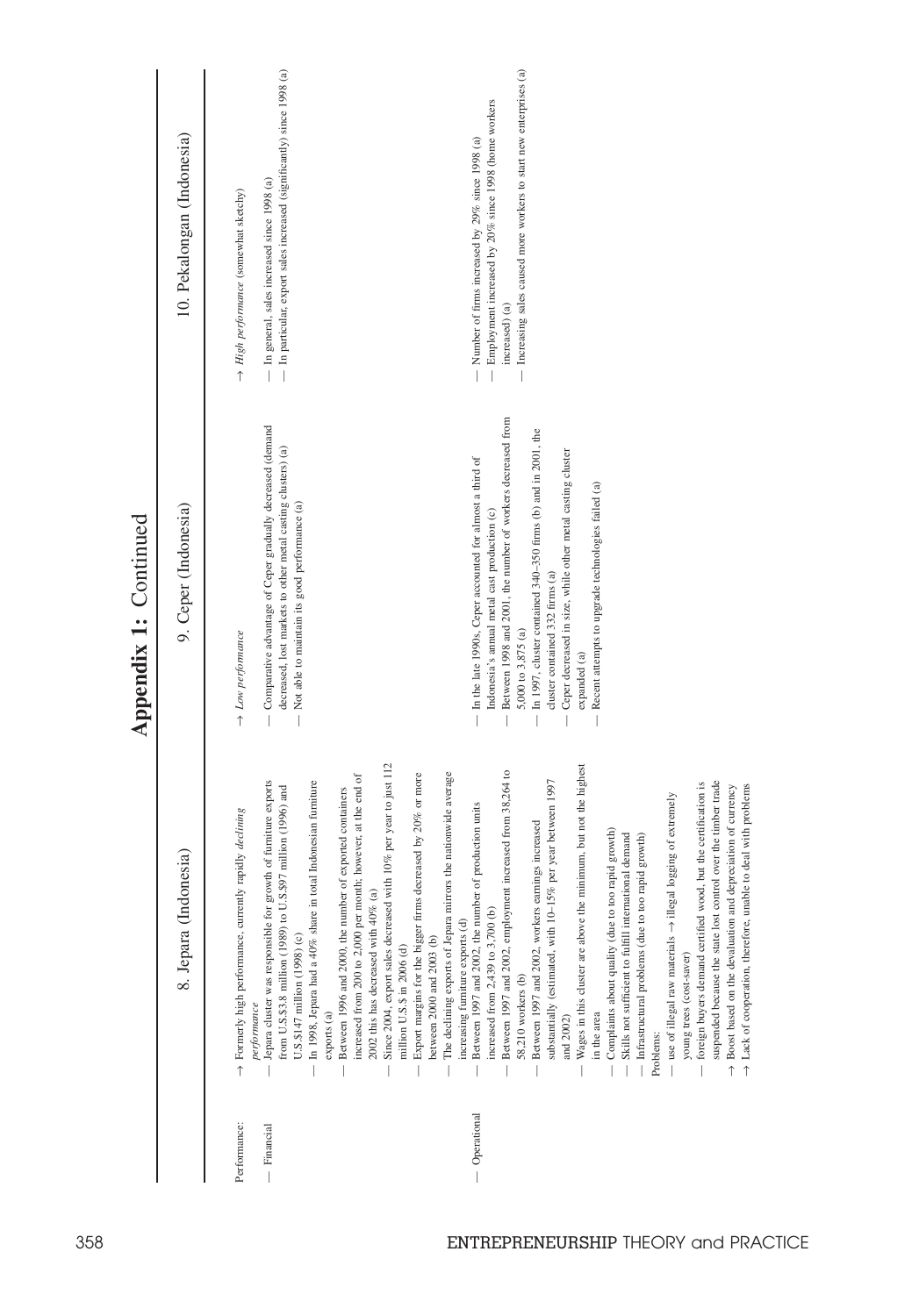# Appendix 1: Continued

| | 8. Jepara (Indonesia) | 9. Ceper (Indonesia) | 10. Pekalongan (Indonesia) |
|---|---|---|---|
| Performance: | → Formerly high performance, currently rapidly *declining performance* | → *Low performance* | → *High performance* (somewhat sketchy) |
| — Financial | — Jepara cluster was responsible for growth of furniture exports from U.S.$3.8 million (1989) to U.S.$97 million (1996) and U.S.$147 million (1998) (c)<br>— In 1998, Jepara had a 40% share in total Indonesian furniture exports (a)<br>— Between 1996 and 2000, the number of exported containers increased from 200 to 2,000 per month; however, at the end of 2002 this has decreased with 40% (a)<br>— Since 2004, export sales decreased with 10% per year to just 112 million U.S.$ in 2006 (d)<br>— Export margins for the bigger firms decreased by 20% or more between 2000 and 2003 (b)<br>— The declining exports of Jepara mirrors the nationwide average increasing furniture exports (d) | — Comparative advantage of Ceper gradually decreased (demand decreased, lost markets to other metal casting clusters) (a)<br>— Not able to maintain its good performance (a) | — In general, sales increased since 1998 (a)<br>— In particular, export sales increased (significantly) since 1998 (a) |
| — Operational | — Between 1997 and 2002, the number of production units increased from 2,439 to 3,700 (b)<br>— Between 1997 and 2002, employment increased from 38,264 to 58,210 workers (b)<br>— Between 1997 and 2002, workers earnings increased substantially (estimated, with 10–15% per year between 1997 and 2002)<br>— Wages in this cluster are above the minimum, but not the highest in the area<br>— Complaints about quality (due to too rapid growth)<br>— Skills not sufficient to fulfill international demand<br>— Infrastructural problems (due to too rapid growth)<br>Problems:<br>— use of illegal raw materials → illegal logging of extremely young trees (cost-saver)<br>— foreign buyers demand certified wood, but the certification is suspended because the state lost control over the timber trade<br>→ Boost based on the devaluation and depreciation of currency<br>→ Lack of cooperation, therefore, unable to deal with problems | — In the late 1990s, Ceper accounted for almost a third of Indonesia's annual metal cast production (c)<br>— Between 1998 and 2001, the number of workers decreased from 5,000 to 3,875 (a)<br>— In 1997, cluster contained 340–350 firms (b) and in 2001, the cluster contained 332 firms (a)<br>— Ceper decreased in size, while other metal casting cluster expanded (a)<br>— Recent attempts to upgrade technologies failed (a) | — Number of firms increased by 29% since 1998 (a)<br>— Employment increased by 20% since 1998 (home workers increased) (a)<br>— Increasing sales caused more workers to start new enterprises (a) |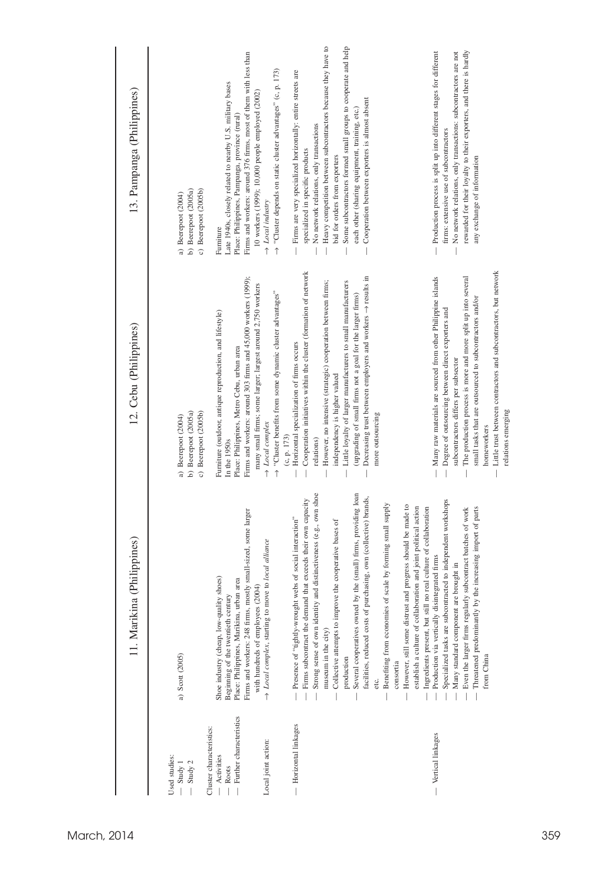| | 11. Marikina (Philippines) | 12. Cebu (Philippines) | 13. Pampanga (Philippines) |
|---|---|---|---|
| Used studies: | | | |
| — Study 1 | a) Scott (2005) | a) Beerepoot (2004) | a) Beerepoot (2004) |
| — Study 2 | | b) Beerepoot (2005a) | b) Beerepoot (2005a) |
| | | c) Beerepoot (2005b) | c) Beerepoot (2005b) |
| Cluster characteristics: | | | |
| — Activities | Shoe industry (cheap, low-quality shoes) | Furniture (outdoor, antique reproduction, and lifestyle) | Furniture |
| — Roots | Beginning of the twentieth century | In the 1950s | Late 1940s, closely related to nearby U.S. military bases |
| — Further characteristics | Place: Philippines, Marikina, urban area<br>Firms and workers: 248 firms, mostly small-sized, some larger with hundreds of employees (2004) | Place: Philippines, Metro Cebu, urban area<br>Firms and workers: around 303 firms and 45,000 workers (1999); many small firms; some larger; largest around 2,750 workers | Place: Philippines, Pampanga, province (rural)<br>Firms and workers: around 376 firms, most of them with less than 10 workers (1999); 10,000 people employed (2002) |
| Local joint action: | → *Local complex*, starting to move to *local alliance* | → *Local complex*<br>→ "Cluster benefits from some dynamic cluster advantages" (c, p. 173) | → *Local industry*<br>→ "Cluster depends on static cluster advantages" (c, p. 173) |
| — Horizontal linkages | — Presence of "tightly-wrought webs of social interaction"<br>— Firms subcontract the demand that exceeds their own capacity<br>— Strong sense of own identity and distinctiveness (e.g., own shoe museum in the city)<br>— Collective attempts to improve the cooperative bases of production<br>— Several cooperatives owned by the (small) firms, providing loan facilities, reduced costs of purchasing, own (collective) brands, etc.<br>— Benefiting from economies of scale by forming small supply consortia<br>— However, still some distrust and progress should be made to establish a culture of collaboration and joint political action<br>— Ingredients present, but still no real culture of collaboration | — Horizontal specialization of firms occurs<br>— Cooperation initiatives within the cluster (formation of network relations)<br>— However, no intensive (strategic) cooperation between firms; independency is higher valued<br>— Little loyalty of larger manufacturers to small manufacturers (upgrading of small firms not a goal for the larger firms)<br>— Decreasing trust between employers and workers → results in more outsourcing | — Firms are very specialized horizontally: entire streets are specialized in specific products<br>— No network relations, only transactions<br>— Heavy competition between subcontractors because they have to bid for orders from exporters<br>— Some subcontractors formed small groups to cooperate and help each other (sharing equipment, training, etc.)<br>— Cooperation between exporters is almost absent |
| — Vertical linkages | — Production via vertically disintegrated firms<br>— Specialized tasks are subcontracted to independent workshops<br>— Many standard component are brought in<br>— Even the larger firms regularly subcontract batches of work<br>— Threatened predominantly by the increasing import of parts from China | — Many raw materials are sourced from other Philippine islands<br>— Degree of outsourcing between direct exporters and subcontractors differs per subsector<br>— The production process is more and more split up into several small tasks that are outsourced to subcontractors and/or homeworkers<br>— Little trust between contractors and subcontractors, but network relations emerging | — Production process is split up into different stages for different firms: extensive use of subcontractors<br>— No network relations, only transactions: subcontractors are not rewarded for their loyalty to their exporters, and there is hardly any exchange of information |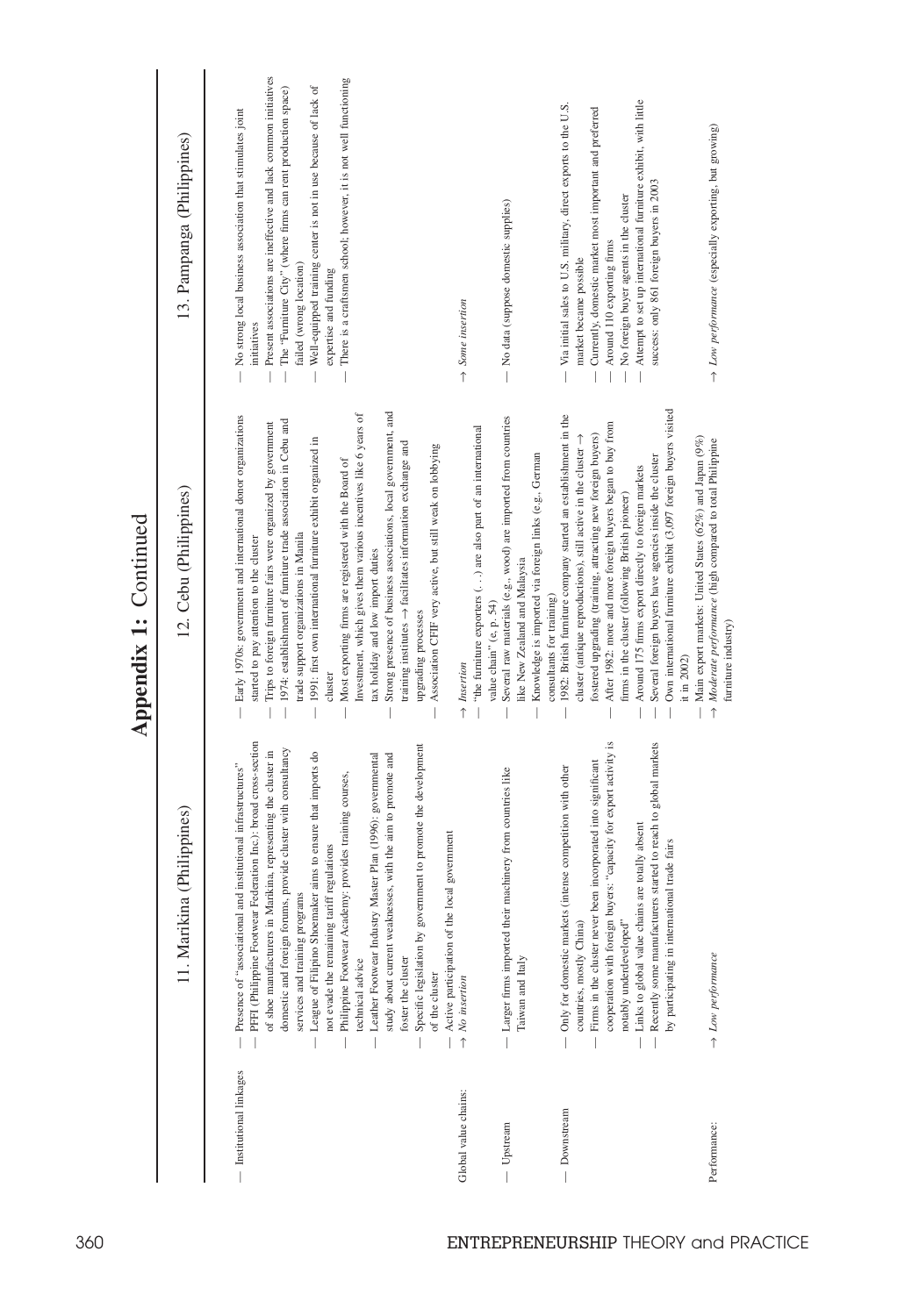# Appendix 1: Continued

| | 11. Marikina (Philippines) | 12. Cebu (Philippines) | 13. Pampanga (Philippines) |
|---|---|---|---|
| — Institutional linkages | — Presence of "associational and institutional infrastructures"<br>— PFFI (Philippine Footwear Federation Inc.): broad cross-section of shoe manufacturers in Marikina, representing the cluster in domestic and foreign forums, provide cluster with consultancy services and training programs<br>— League of Filipino Shoemaker aims to ensure that imports do not evade the remaining tariff regulations<br>— Philippine Footwear Academy: provides training courses, technical advice<br>— Leather Footwear Industry Master Plan (1996): governmental study about current weaknesses, with the aim to promote and foster the cluster<br>— Specific legislation by government to promote the development of the cluster<br>— Active participation of the local government | — Early 1970s: government and international donor organizations started to pay attention to the cluster<br>— Trips to foreign furniture fairs were organized by government<br>— 1974: establishment of furniture trade association in Cebu and trade support organizations in Manila<br>— 1991: first own international furniture exhibit organized in cluster<br>— Most exporting firms are registered with the Board of Investment, which gives them various incentives like 6 years of tax holiday and low import duties<br>— Strong presence of business associations, local government, and training institutes → facilitates information exchange and upgrading processes<br>— Association CFIF very active, but still weak on lobbying | — No strong local business association that stimulates joint initiatives<br>— Present associations are ineffective and lack common initiatives<br>— The "Furniture City" (where firms can rent production space) failed (wrong location)<br>— Well-equipped training center is not in use because of lack of expertise and funding<br>— There is a craftsmen school; however, it is not well functioning |
| Global value chains: | → *No insertion* | → *Insertion*<br>— "the furniture exporters (. . .) are also part of an international value chain" (e, p. 54) | → *Some insertion* |
| — Upstream | — Larger firms imported their machinery from countries like Taiwan and Italy | — Several raw materials (e.g., wood) are imported from countries like New Zealand and Malaysia<br>— Knowledge is imported via foreign links (e.g., German consultants for training) | — No data (suppose domestic supplies) |
| — Downstream | — Only for domestic markets (intense competition with other countries, mostly China)<br>— Firms in the cluster never been incorporated into significant cooperation with foreign buyers: "capacity for export activity is notably underdeveloped"<br>— Links to global value chains are totally absent<br>— Recently some manufacturers started to reach to global markets by participating in international trade fairs | — 1982: British furniture company started an establishment in the cluster (antique reproductions), still active in the cluster → fostered upgrading (training, attracting new foreign buyers)<br>— After 1982: more and more foreign buyers began to buy from firms in the cluster (following British pioneer)<br>— Around 175 firms export directly to foreign markets<br>— Several foreign buyers have agencies inside the cluster<br>— Own international furniture exhibit (3,097 foreign buyers visited it in 2002)<br>— Main export markets: United States (62%) and Japan (9%) | — Via initial sales to U.S. military, direct exports to the U.S. market became possible<br>— Currently, domestic market most important and preferred<br>— Around 110 exporting firms<br>— No foreign buyer agents in the cluster<br>— Attempt to set up international furniture exhibit, with little success: only 861 foreign buyers in 2003 |
| Performance: | → *Low performance* | → *Moderate performance* (high compared to total Philippine furniture industry) | → *Low performance* (especially exporting, but growing) |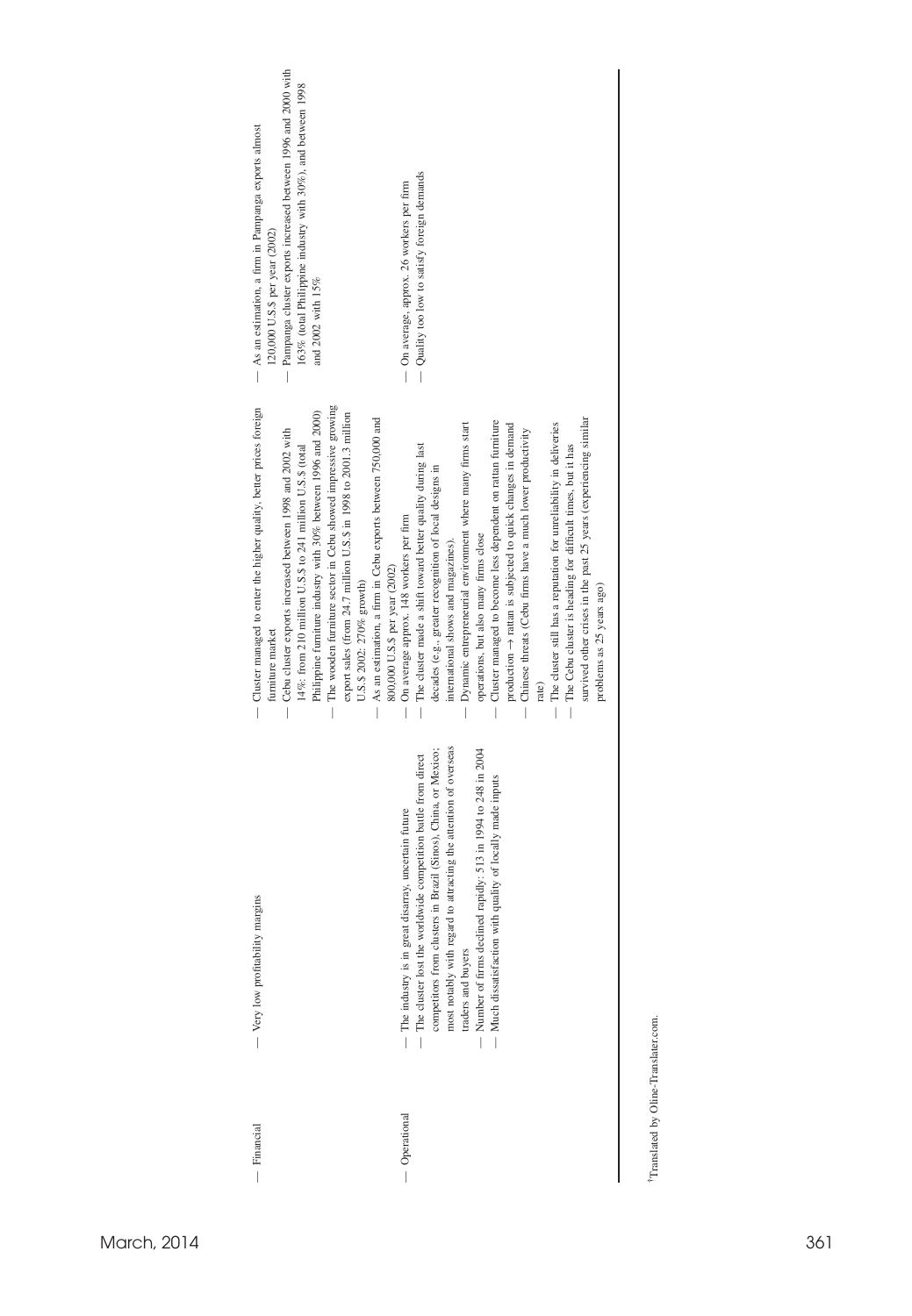| | | | |
|---|---|---|---|
| — Financial | — Very low profitability margins | — Cluster managed to enter the higher quality, better prices foreign furniture market<br>— Cebu cluster exports increased between 1998 and 2002 with 14%: from 210 million U.S.$ to 241 million U.S.$ (total Philippine furniture industry with 30% between 1996 and 2000)<br>— The wooden furniture sector in Cebu showed impressive growing export sales (from 24.7 million U.S.$ in 1998 to 2001.3 million U.S.$ 2002: 270% growth)<br>— As an estimation, a firm in Cebu exports between 750,000 and 800,000 U.S.$ per year (2002) | — As an estimation, a firm in Pampanga exports almost 120,000 U.S.$ per year (2002)<br>— Pampanga cluster exports increased between 1996 and 2000 with 163% (total Philippine industry with 30%), and between 1998 and 2002 with 15% |
| — Operational | — The industry is in great disarray, uncertain future<br>— The cluster lost the worldwide competition battle from direct competitors from clusters in Brazil (Sinos), China, or Mexico; most notably with regard to attracting the attention of overseas traders and buyers<br>— Number of firms declined rapidly: 513 in 1994 to 248 in 2004<br>— Much dissatisfaction with quality of locally made inputs | — On average approx. 148 workers per firm<br>— The cluster made a shift toward better quality during last decades (e.g., greater recognition of local designs in international shows and magazines).<br>— Dynamic entrepreneurial environment where many firms start operations, but also many firms close<br>— Cluster managed to become less dependent on rattan furniture production → rattan is subjected to quick changes in demand<br>— Chinese threats (Cebu firms have a much lower productivity rate)<br>— The cluster still has a reputation for unreliability in deliveries<br>— The Cebu cluster is heading for difficult times, but it has survived other crises in the past 25 years (experiencing similar problems as 25 years ago) | — On average, approx. 26 workers per firm<br>— Quality too low to satisfy foreign demands |

†Translated by Oline-Translater.com.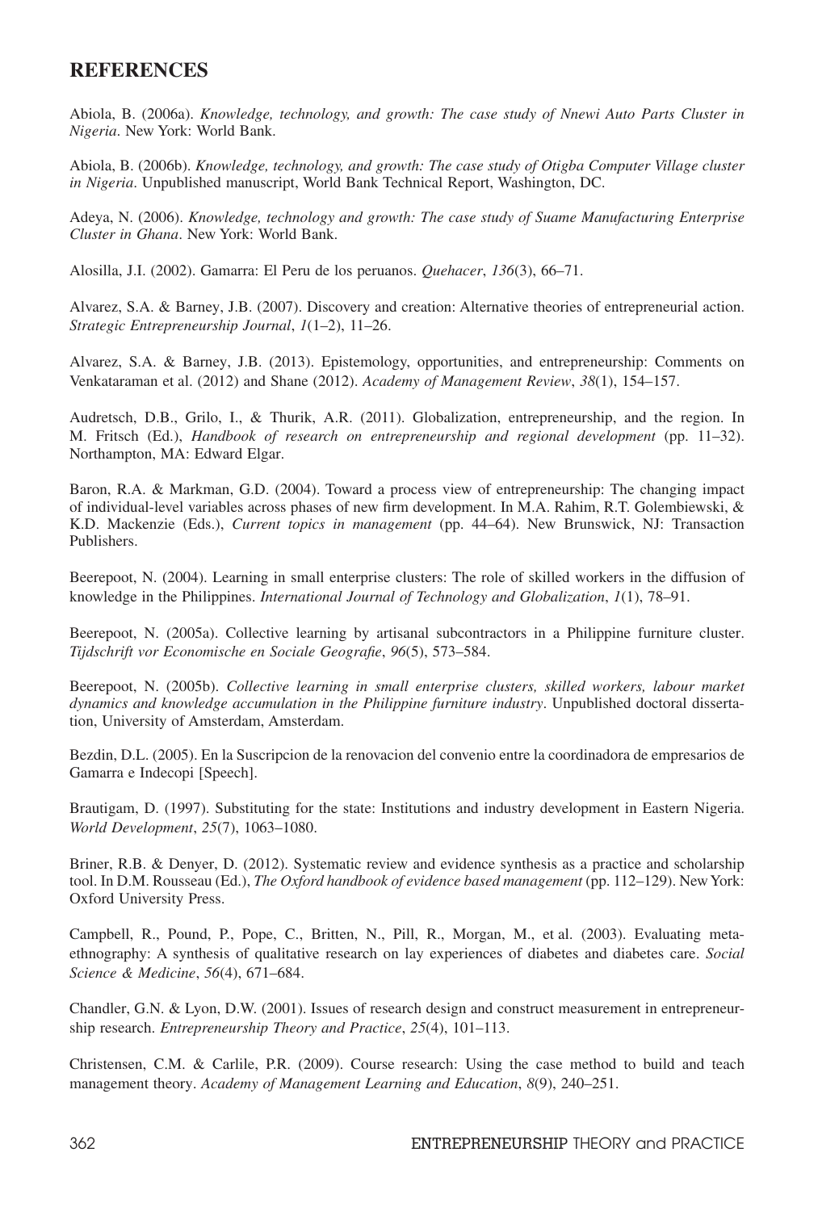## REFERENCES

Abiola, B. (2006a). *Knowledge, technology, and growth: The case study of Nnewi Auto Parts Cluster in Nigeria*. New York: World Bank.

Abiola, B. (2006b). *Knowledge, technology, and growth: The case study of Otigba Computer Village cluster in Nigeria*. Unpublished manuscript, World Bank Technical Report, Washington, DC.

Adeya, N. (2006). *Knowledge, technology and growth: The case study of Suame Manufacturing Enterprise Cluster in Ghana*. New York: World Bank.

Alosilla, J.I. (2002). Gamarra: El Peru de los peruanos. *Quehacer*, *136*(3), 66–71.

Alvarez, S.A. & Barney, J.B. (2007). Discovery and creation: Alternative theories of entrepreneurial action. *Strategic Entrepreneurship Journal*, *1*(1–2), 11–26.

Alvarez, S.A. & Barney, J.B. (2013). Epistemology, opportunities, and entrepreneurship: Comments on Venkataraman et al. (2012) and Shane (2012). *Academy of Management Review*, *38*(1), 154–157.

Audretsch, D.B., Grilo, I., & Thurik, A.R. (2011). Globalization, entrepreneurship, and the region. In M. Fritsch (Ed.), *Handbook of research on entrepreneurship and regional development* (pp. 11–32). Northampton, MA: Edward Elgar.

Baron, R.A. & Markman, G.D. (2004). Toward a process view of entrepreneurship: The changing impact of individual-level variables across phases of new firm development. In M.A. Rahim, R.T. Golembiewski, & K.D. Mackenzie (Eds.), *Current topics in management* (pp. 44–64). New Brunswick, NJ: Transaction Publishers.

Beerepoot, N. (2004). Learning in small enterprise clusters: The role of skilled workers in the diffusion of knowledge in the Philippines. *International Journal of Technology and Globalization*, *1*(1), 78–91.

Beerepoot, N. (2005a). Collective learning by artisanal subcontractors in a Philippine furniture cluster. *Tijdschrift vor Economische en Sociale Geografie*, *96*(5), 573–584.

Beerepoot, N. (2005b). *Collective learning in small enterprise clusters, skilled workers, labour market dynamics and knowledge accumulation in the Philippine furniture industry*. Unpublished doctoral dissertation, University of Amsterdam, Amsterdam.

Bezdin, D.L. (2005). En la Suscripcion de la renovacion del convenio entre la coordinadora de empresarios de Gamarra e Indecopi [Speech].

Brautigam, D. (1997). Substituting for the state: Institutions and industry development in Eastern Nigeria. *World Development*, *25*(7), 1063–1080.

Briner, R.B. & Denyer, D. (2012). Systematic review and evidence synthesis as a practice and scholarship tool. In D.M. Rousseau (Ed.), *The Oxford handbook of evidence based management* (pp. 112–129). New York: Oxford University Press.

Campbell, R., Pound, P., Pope, C., Britten, N., Pill, R., Morgan, M., et al. (2003). Evaluating meta-ethnography: A synthesis of qualitative research on lay experiences of diabetes and diabetes care. *Social Science & Medicine*, *56*(4), 671–684.

Chandler, G.N. & Lyon, D.W. (2001). Issues of research design and construct measurement in entrepreneurship research. *Entrepreneurship Theory and Practice*, *25*(4), 101–113.

Christensen, C.M. & Carlile, P.R. (2009). Course research: Using the case method to build and teach management theory. *Academy of Management Learning and Education*, *8*(9), 240–251.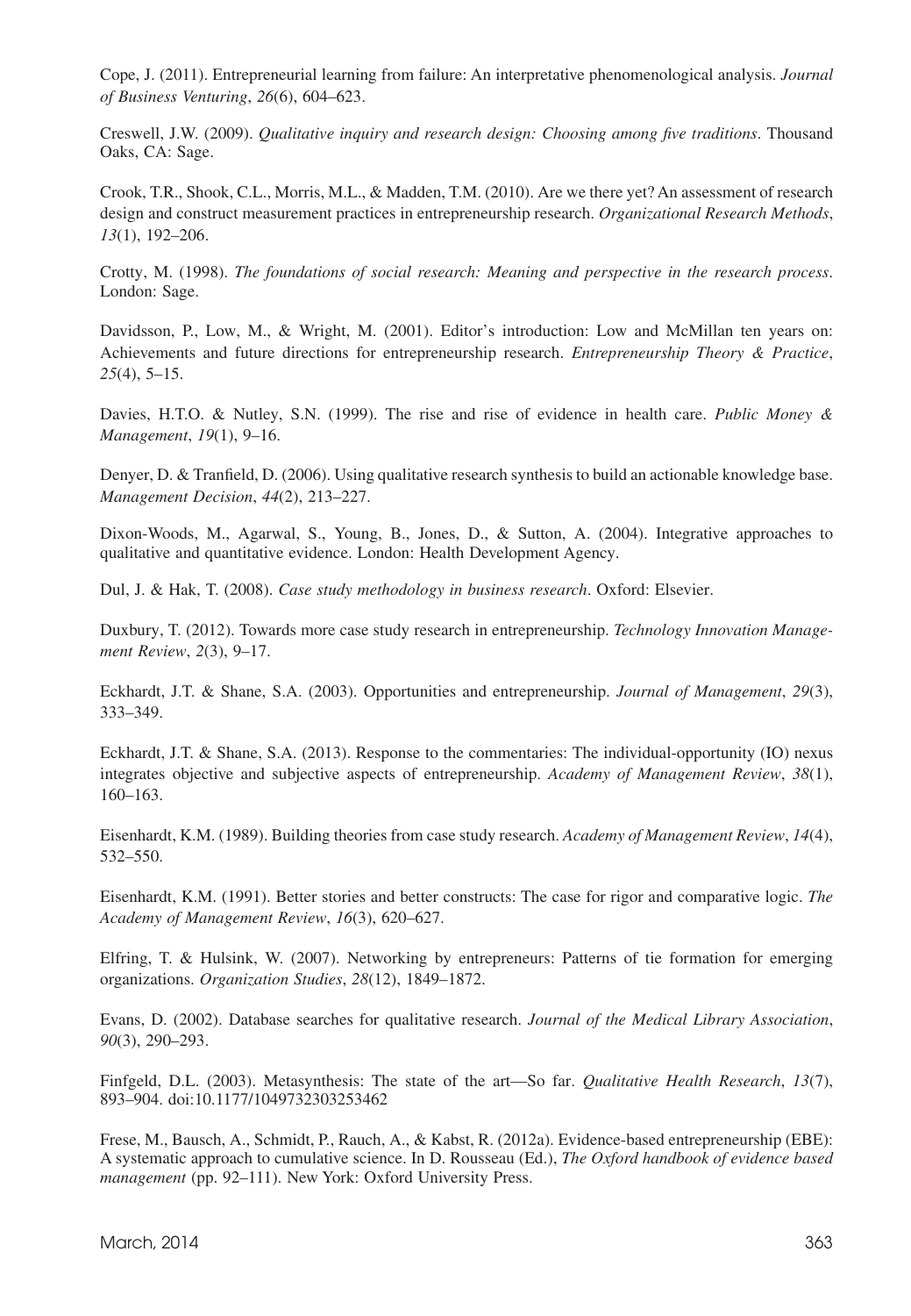Cope, J. (2011). Entrepreneurial learning from failure: An interpretative phenomenological analysis. *Journal of Business Venturing*, *26*(6), 604–623.

Creswell, J.W. (2009). *Qualitative inquiry and research design: Choosing among five traditions*. Thousand Oaks, CA: Sage.

Crook, T.R., Shook, C.L., Morris, M.L., & Madden, T.M. (2010). Are we there yet? An assessment of research design and construct measurement practices in entrepreneurship research. *Organizational Research Methods*, *13*(1), 192–206.

Crotty, M. (1998). *The foundations of social research: Meaning and perspective in the research process*. London: Sage.

Davidsson, P., Low, M., & Wright, M. (2001). Editor's introduction: Low and McMillan ten years on: Achievements and future directions for entrepreneurship research. *Entrepreneurship Theory & Practice*, *25*(4), 5–15.

Davies, H.T.O. & Nutley, S.N. (1999). The rise and rise of evidence in health care. *Public Money & Management*, *19*(1), 9–16.

Denyer, D. & Tranfield, D. (2006). Using qualitative research synthesis to build an actionable knowledge base. *Management Decision*, *44*(2), 213–227.

Dixon-Woods, M., Agarwal, S., Young, B., Jones, D., & Sutton, A. (2004). Integrative approaches to qualitative and quantitative evidence. London: Health Development Agency.

Dul, J. & Hak, T. (2008). *Case study methodology in business research*. Oxford: Elsevier.

Duxbury, T. (2012). Towards more case study research in entrepreneurship. *Technology Innovation Management Review*, *2*(3), 9–17.

Eckhardt, J.T. & Shane, S.A. (2003). Opportunities and entrepreneurship. *Journal of Management*, *29*(3), 333–349.

Eckhardt, J.T. & Shane, S.A. (2013). Response to the commentaries: The individual-opportunity (IO) nexus integrates objective and subjective aspects of entrepreneurship. *Academy of Management Review*, *38*(1), 160–163.

Eisenhardt, K.M. (1989). Building theories from case study research. *Academy of Management Review*, *14*(4), 532–550.

Eisenhardt, K.M. (1991). Better stories and better constructs: The case for rigor and comparative logic. *The Academy of Management Review*, *16*(3), 620–627.

Elfring, T. & Hulsink, W. (2007). Networking by entrepreneurs: Patterns of tie formation for emerging organizations. *Organization Studies*, *28*(12), 1849–1872.

Evans, D. (2002). Database searches for qualitative research. *Journal of the Medical Library Association*, *90*(3), 290–293.

Finfgeld, D.L. (2003). Metasynthesis: The state of the art—So far. *Qualitative Health Research*, *13*(7), 893–904. doi:10.1177/1049732303253462

Frese, M., Bausch, A., Schmidt, P., Rauch, A., & Kabst, R. (2012a). Evidence-based entrepreneurship (EBE): A systematic approach to cumulative science. In D. Rousseau (Ed.), *The Oxford handbook of evidence based management* (pp. 92–111). New York: Oxford University Press.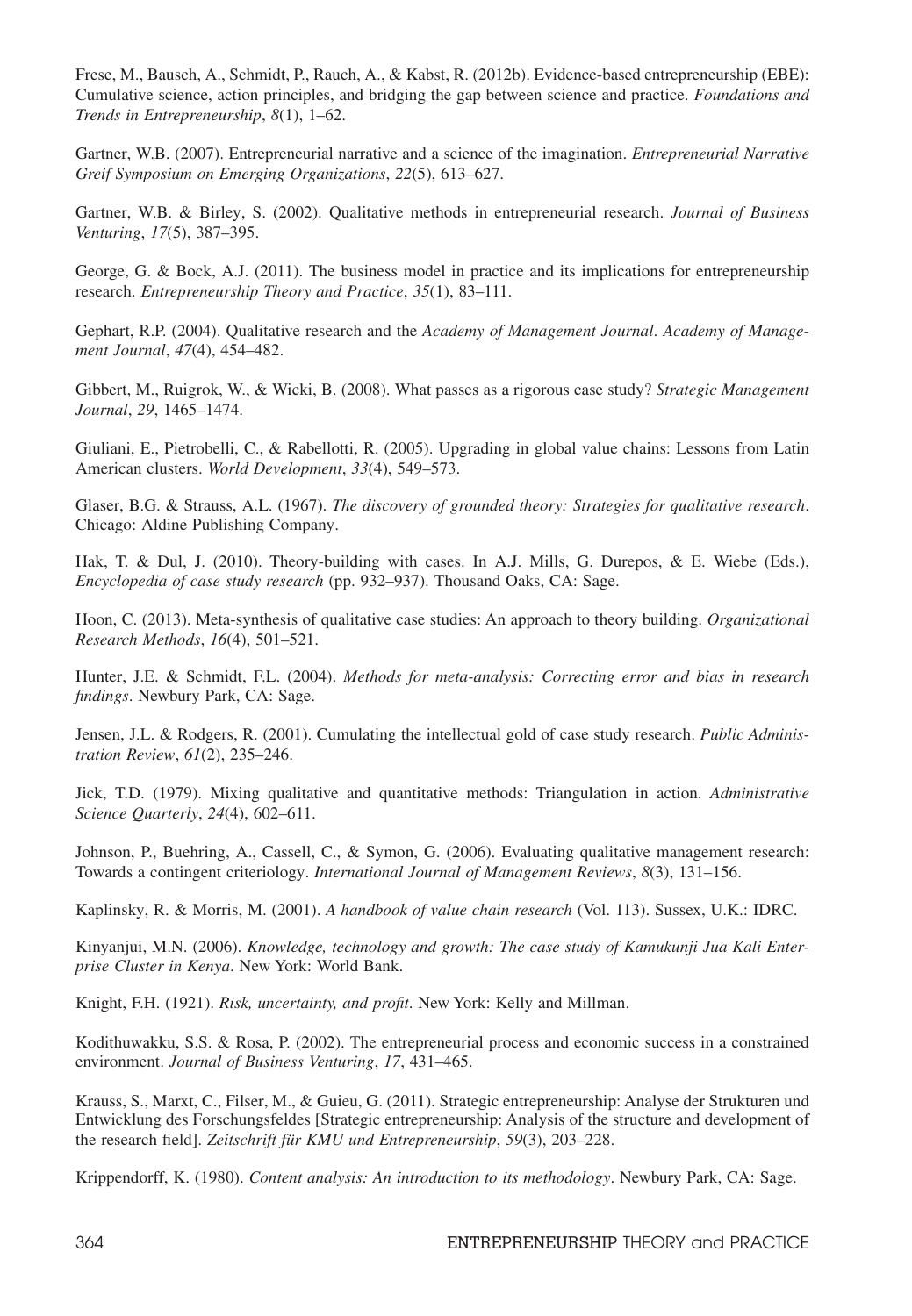Frese, M., Bausch, A., Schmidt, P., Rauch, A., & Kabst, R. (2012b). Evidence-based entrepreneurship (EBE): Cumulative science, action principles, and bridging the gap between science and practice. *Foundations and Trends in Entrepreneurship*, *8*(1), 1–62.

Gartner, W.B. (2007). Entrepreneurial narrative and a science of the imagination. *Entrepreneurial Narrative Greif Symposium on Emerging Organizations*, *22*(5), 613–627.

Gartner, W.B. & Birley, S. (2002). Qualitative methods in entrepreneurial research. *Journal of Business Venturing*, *17*(5), 387–395.

George, G. & Bock, A.J. (2011). The business model in practice and its implications for entrepreneurship research. *Entrepreneurship Theory and Practice*, *35*(1), 83–111.

Gephart, R.P. (2004). Qualitative research and the *Academy of Management Journal*. *Academy of Management Journal*, *47*(4), 454–482.

Gibbert, M., Ruigrok, W., & Wicki, B. (2008). What passes as a rigorous case study? *Strategic Management Journal*, *29*, 1465–1474.

Giuliani, E., Pietrobelli, C., & Rabellotti, R. (2005). Upgrading in global value chains: Lessons from Latin American clusters. *World Development*, *33*(4), 549–573.

Glaser, B.G. & Strauss, A.L. (1967). *The discovery of grounded theory: Strategies for qualitative research*. Chicago: Aldine Publishing Company.

Hak, T. & Dul, J. (2010). Theory-building with cases. In A.J. Mills, G. Durepos, & E. Wiebe (Eds.), *Encyclopedia of case study research* (pp. 932–937). Thousand Oaks, CA: Sage.

Hoon, C. (2013). Meta-synthesis of qualitative case studies: An approach to theory building. *Organizational Research Methods*, *16*(4), 501–521.

Hunter, J.E. & Schmidt, F.L. (2004). *Methods for meta-analysis: Correcting error and bias in research findings*. Newbury Park, CA: Sage.

Jensen, J.L. & Rodgers, R. (2001). Cumulating the intellectual gold of case study research. *Public Administration Review*, *61*(2), 235–246.

Jick, T.D. (1979). Mixing qualitative and quantitative methods: Triangulation in action. *Administrative Science Quarterly*, *24*(4), 602–611.

Johnson, P., Buehring, A., Cassell, C., & Symon, G. (2006). Evaluating qualitative management research: Towards a contingent criteriology. *International Journal of Management Reviews*, *8*(3), 131–156.

Kaplinsky, R. & Morris, M. (2001). *A handbook of value chain research* (Vol. 113). Sussex, U.K.: IDRC.

Kinyanjui, M.N. (2006). *Knowledge, technology and growth: The case study of Kamukunji Jua Kali Enterprise Cluster in Kenya*. New York: World Bank.

Knight, F.H. (1921). *Risk, uncertainty, and profit*. New York: Kelly and Millman.

Kodithuwakku, S.S. & Rosa, P. (2002). The entrepreneurial process and economic success in a constrained environment. *Journal of Business Venturing*, *17*, 431–465.

Krauss, S., Marxt, C., Filser, M., & Guieu, G. (2011). Strategic entrepreneurship: Analyse der Strukturen und Entwicklung des Forschungsfeldes [Strategic entrepreneurship: Analysis of the structure and development of the research field]. *Zeitschrift für KMU und Entrepreneurship*, *59*(3), 203–228.

Krippendorff, K. (1980). *Content analysis: An introduction to its methodology*. Newbury Park, CA: Sage.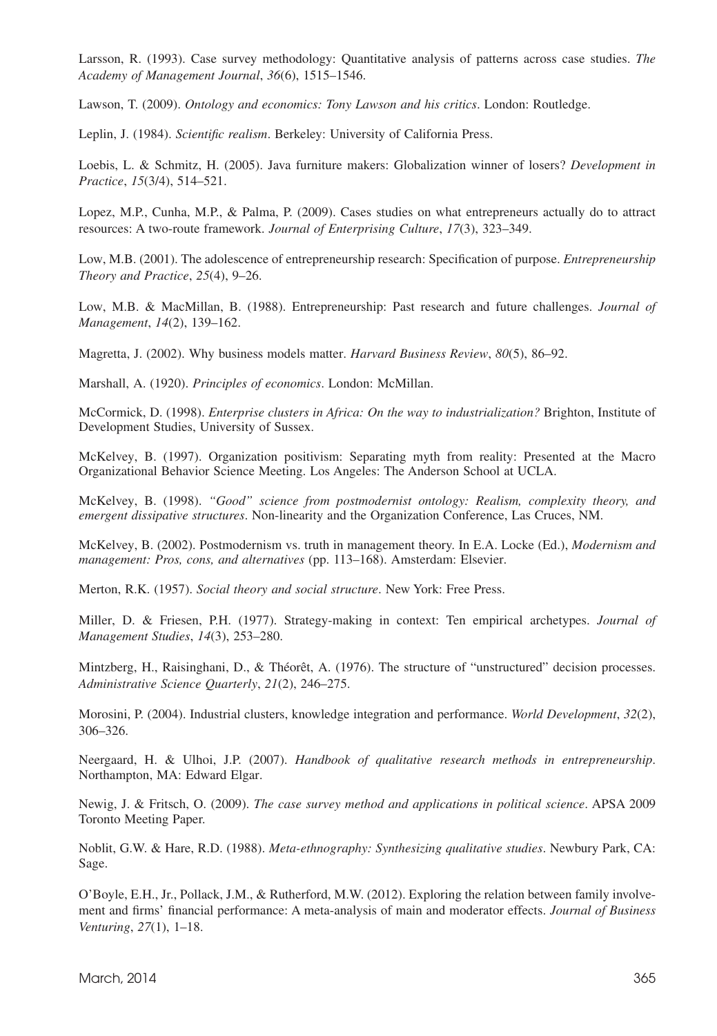Larsson, R. (1993). Case survey methodology: Quantitative analysis of patterns across case studies. *The Academy of Management Journal*, *36*(6), 1515–1546.

Lawson, T. (2009). *Ontology and economics: Tony Lawson and his critics*. London: Routledge.

Leplin, J. (1984). *Scientific realism*. Berkeley: University of California Press.

Loebis, L. & Schmitz, H. (2005). Java furniture makers: Globalization winner of losers? *Development in Practice*, *15*(3/4), 514–521.

Lopez, M.P., Cunha, M.P., & Palma, P. (2009). Cases studies on what entrepreneurs actually do to attract resources: A two-route framework. *Journal of Enterprising Culture*, *17*(3), 323–349.

Low, M.B. (2001). The adolescence of entrepreneurship research: Specification of purpose. *Entrepreneurship Theory and Practice*, *25*(4), 9–26.

Low, M.B. & MacMillan, B. (1988). Entrepreneurship: Past research and future challenges. *Journal of Management*, *14*(2), 139–162.

Magretta, J. (2002). Why business models matter. *Harvard Business Review*, *80*(5), 86–92.

Marshall, A. (1920). *Principles of economics*. London: McMillan.

McCormick, D. (1998). *Enterprise clusters in Africa: On the way to industrialization?* Brighton, Institute of Development Studies, University of Sussex.

McKelvey, B. (1997). Organization positivism: Separating myth from reality: Presented at the Macro Organizational Behavior Science Meeting. Los Angeles: The Anderson School at UCLA.

McKelvey, B. (1998). *"Good" science from postmodernist ontology: Realism, complexity theory, and emergent dissipative structures*. Non-linearity and the Organization Conference, Las Cruces, NM.

McKelvey, B. (2002). Postmodernism vs. truth in management theory. In E.A. Locke (Ed.), *Modernism and management: Pros, cons, and alternatives* (pp. 113–168). Amsterdam: Elsevier.

Merton, R.K. (1957). *Social theory and social structure*. New York: Free Press.

Miller, D. & Friesen, P.H. (1977). Strategy-making in context: Ten empirical archetypes. *Journal of Management Studies*, *14*(3), 253–280.

Mintzberg, H., Raisinghani, D., & Théorêt, A. (1976). The structure of "unstructured" decision processes. *Administrative Science Quarterly*, *21*(2), 246–275.

Morosini, P. (2004). Industrial clusters, knowledge integration and performance. *World Development*, *32*(2), 306–326.

Neergaard, H. & Ulhoi, J.P. (2007). *Handbook of qualitative research methods in entrepreneurship*. Northampton, MA: Edward Elgar.

Newig, J. & Fritsch, O. (2009). *The case survey method and applications in political science*. APSA 2009 Toronto Meeting Paper.

Noblit, G.W. & Hare, R.D. (1988). *Meta-ethnography: Synthesizing qualitative studies*. Newbury Park, CA: Sage.

O'Boyle, E.H., Jr., Pollack, J.M., & Rutherford, M.W. (2012). Exploring the relation between family involvement and firms' financial performance: A meta-analysis of main and moderator effects. *Journal of Business Venturing*, *27*(1), 1–18.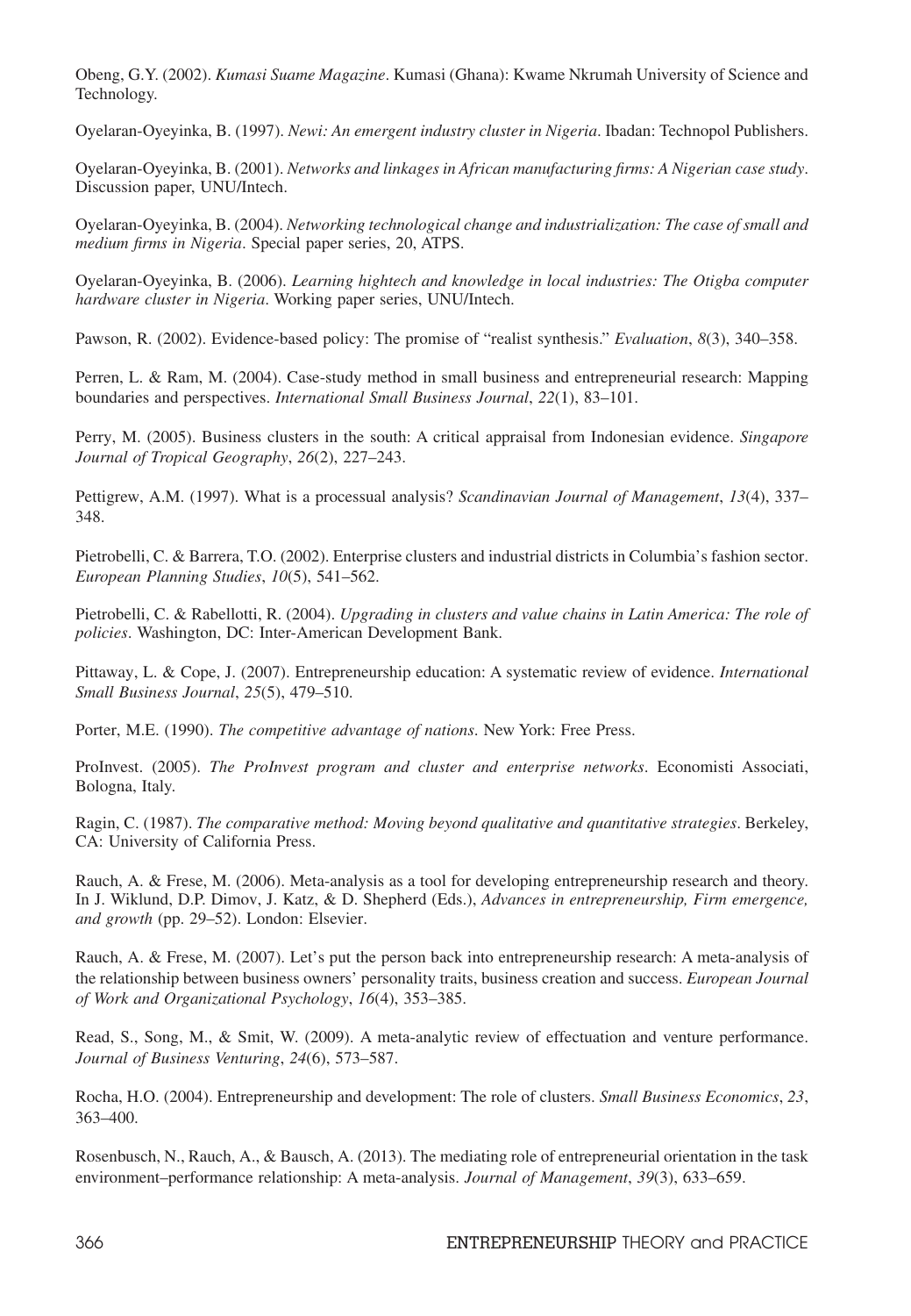Obeng, G.Y. (2002). *Kumasi Suame Magazine*. Kumasi (Ghana): Kwame Nkrumah University of Science and Technology.

Oyelaran-Oyeyinka, B. (1997). *Newi: An emergent industry cluster in Nigeria*. Ibadan: Technopol Publishers.

Oyelaran-Oyeyinka, B. (2001). *Networks and linkages in African manufacturing firms: A Nigerian case study*. Discussion paper, UNU/Intech.

Oyelaran-Oyeyinka, B. (2004). *Networking technological change and industrialization: The case of small and medium firms in Nigeria*. Special paper series, 20, ATPS.

Oyelaran-Oyeyinka, B. (2006). *Learning hightech and knowledge in local industries: The Otigba computer hardware cluster in Nigeria*. Working paper series, UNU/Intech.

Pawson, R. (2002). Evidence-based policy: The promise of "realist synthesis." *Evaluation*, *8*(3), 340–358.

Perren, L. & Ram, M. (2004). Case-study method in small business and entrepreneurial research: Mapping boundaries and perspectives. *International Small Business Journal*, *22*(1), 83–101.

Perry, M. (2005). Business clusters in the south: A critical appraisal from Indonesian evidence. *Singapore Journal of Tropical Geography*, *26*(2), 227–243.

Pettigrew, A.M. (1997). What is a processual analysis? *Scandinavian Journal of Management*, *13*(4), 337–348.

Pietrobelli, C. & Barrera, T.O. (2002). Enterprise clusters and industrial districts in Columbia's fashion sector. *European Planning Studies*, *10*(5), 541–562.

Pietrobelli, C. & Rabellotti, R. (2004). *Upgrading in clusters and value chains in Latin America: The role of policies*. Washington, DC: Inter-American Development Bank.

Pittaway, L. & Cope, J. (2007). Entrepreneurship education: A systematic review of evidence. *International Small Business Journal*, *25*(5), 479–510.

Porter, M.E. (1990). *The competitive advantage of nations*. New York: Free Press.

ProInvest. (2005). *The ProInvest program and cluster and enterprise networks*. Economisti Associati, Bologna, Italy.

Ragin, C. (1987). *The comparative method: Moving beyond qualitative and quantitative strategies*. Berkeley, CA: University of California Press.

Rauch, A. & Frese, M. (2006). Meta-analysis as a tool for developing entrepreneurship research and theory. In J. Wiklund, D.P. Dimov, J. Katz, & D. Shepherd (Eds.), *Advances in entrepreneurship, Firm emergence, and growth* (pp. 29–52). London: Elsevier.

Rauch, A. & Frese, M. (2007). Let's put the person back into entrepreneurship research: A meta-analysis of the relationship between business owners' personality traits, business creation and success. *European Journal of Work and Organizational Psychology*, *16*(4), 353–385.

Read, S., Song, M., & Smit, W. (2009). A meta-analytic review of effectuation and venture performance. *Journal of Business Venturing*, *24*(6), 573–587.

Rocha, H.O. (2004). Entrepreneurship and development: The role of clusters. *Small Business Economics*, *23*, 363–400.

Rosenbusch, N., Rauch, A., & Bausch, A. (2013). The mediating role of entrepreneurial orientation in the task environment–performance relationship: A meta-analysis. *Journal of Management*, *39*(3), 633–659.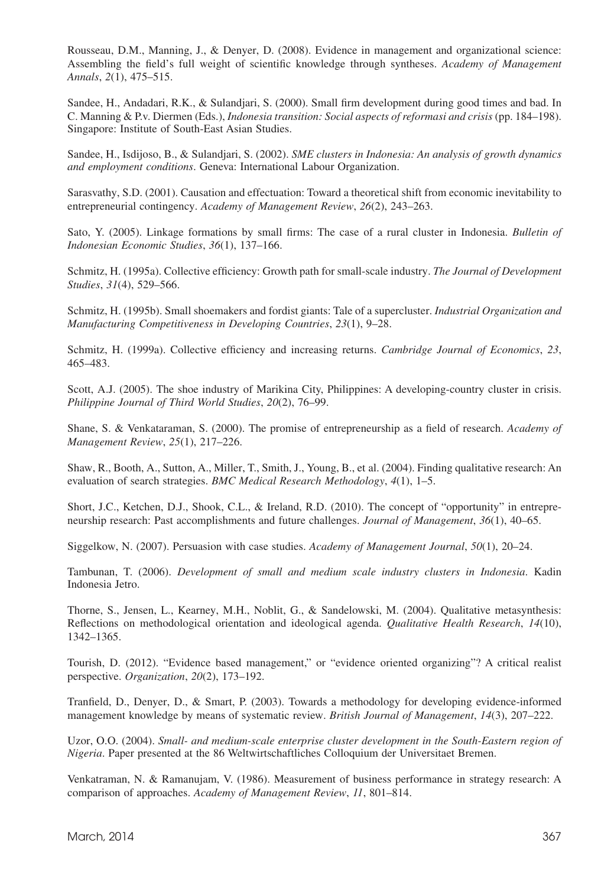Rousseau, D.M., Manning, J., & Denyer, D. (2008). Evidence in management and organizational science: Assembling the field's full weight of scientific knowledge through syntheses. *Academy of Management Annals*, *2*(1), 475–515.

Sandee, H., Andadari, R.K., & Sulandjari, S. (2000). Small firm development during good times and bad. In C. Manning & P.v. Diermen (Eds.), *Indonesia transition: Social aspects of reformasi and crisis* (pp. 184–198). Singapore: Institute of South-East Asian Studies.

Sandee, H., Isdijoso, B., & Sulandjari, S. (2002). *SME clusters in Indonesia: An analysis of growth dynamics and employment conditions*. Geneva: International Labour Organization.

Sarasvathy, S.D. (2001). Causation and effectuation: Toward a theoretical shift from economic inevitability to entrepreneurial contingency. *Academy of Management Review*, *26*(2), 243–263.

Sato, Y. (2005). Linkage formations by small firms: The case of a rural cluster in Indonesia. *Bulletin of Indonesian Economic Studies*, *36*(1), 137–166.

Schmitz, H. (1995a). Collective efficiency: Growth path for small-scale industry. *The Journal of Development Studies*, *31*(4), 529–566.

Schmitz, H. (1995b). Small shoemakers and fordist giants: Tale of a supercluster. *Industrial Organization and Manufacturing Competitiveness in Developing Countries*, *23*(1), 9–28.

Schmitz, H. (1999a). Collective efficiency and increasing returns. *Cambridge Journal of Economics*, *23*, 465–483.

Scott, A.J. (2005). The shoe industry of Marikina City, Philippines: A developing-country cluster in crisis. *Philippine Journal of Third World Studies*, *20*(2), 76–99.

Shane, S. & Venkataraman, S. (2000). The promise of entrepreneurship as a field of research. *Academy of Management Review*, *25*(1), 217–226.

Shaw, R., Booth, A., Sutton, A., Miller, T., Smith, J., Young, B., et al. (2004). Finding qualitative research: An evaluation of search strategies. *BMC Medical Research Methodology*, *4*(1), 1–5.

Short, J.C., Ketchen, D.J., Shook, C.L., & Ireland, R.D. (2010). The concept of "opportunity" in entrepreneurship research: Past accomplishments and future challenges. *Journal of Management*, *36*(1), 40–65.

Siggelkow, N. (2007). Persuasion with case studies. *Academy of Management Journal*, *50*(1), 20–24.

Tambunan, T. (2006). *Development of small and medium scale industry clusters in Indonesia*. Kadin Indonesia Jetro.

Thorne, S., Jensen, L., Kearney, M.H., Noblit, G., & Sandelowski, M. (2004). Qualitative metasynthesis: Reflections on methodological orientation and ideological agenda. *Qualitative Health Research*, *14*(10), 1342–1365.

Tourish, D. (2012). "Evidence based management," or "evidence oriented organizing"? A critical realist perspective. *Organization*, *20*(2), 173–192.

Tranfield, D., Denyer, D., & Smart, P. (2003). Towards a methodology for developing evidence-informed management knowledge by means of systematic review. *British Journal of Management*, *14*(3), 207–222.

Uzor, O.O. (2004). *Small- and medium-scale enterprise cluster development in the South-Eastern region of Nigeria*. Paper presented at the 86 Weltwirtschaftliches Colloquium der Universitaet Bremen.

Venkatraman, N. & Ramanujam, V. (1986). Measurement of business performance in strategy research: A comparison of approaches. *Academy of Management Review*, *11*, 801–814.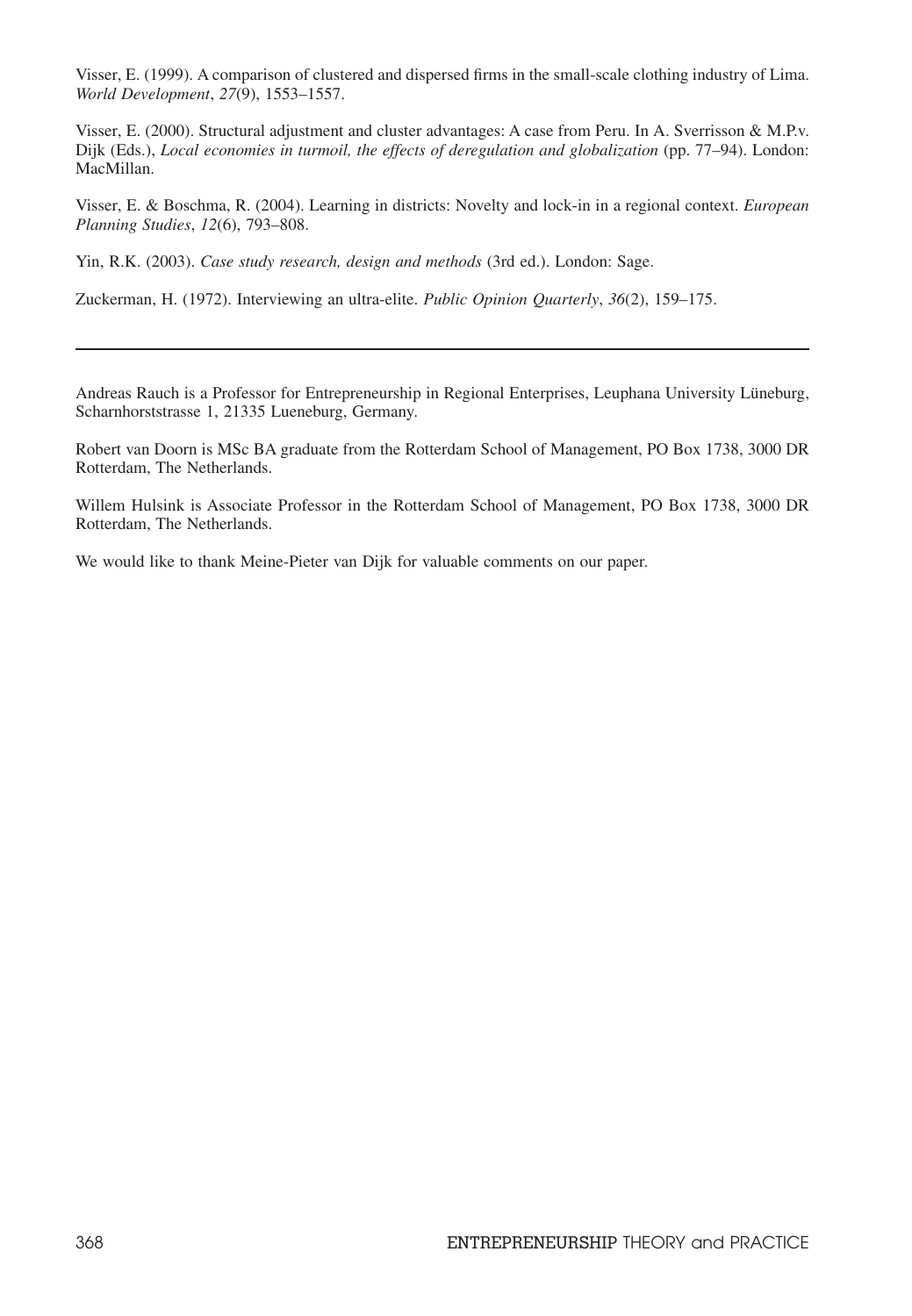Visser, E. (1999). A comparison of clustered and dispersed firms in the small-scale clothing industry of Lima. *World Development*, *27*(9), 1553–1557.

Visser, E. (2000). Structural adjustment and cluster advantages: A case from Peru. In A. Sverrisson & M.P.v. Dijk (Eds.), *Local economies in turmoil, the effects of deregulation and globalization* (pp. 77–94). London: MacMillan.

Visser, E. & Boschma, R. (2004). Learning in districts: Novelty and lock-in in a regional context. *European Planning Studies*, *12*(6), 793–808.

Yin, R.K. (2003). *Case study research, design and methods* (3rd ed.). London: Sage.

Zuckerman, H. (1972). Interviewing an ultra-elite. *Public Opinion Quarterly*, *36*(2), 159–175.

---

Andreas Rauch is a Professor for Entrepreneurship in Regional Enterprises, Leuphana University Lüneburg, Scharnhorststrasse 1, 21335 Lueneburg, Germany.

Robert van Doorn is MSc BA graduate from the Rotterdam School of Management, PO Box 1738, 3000 DR Rotterdam, The Netherlands.

Willem Hulsink is Associate Professor in the Rotterdam School of Management, PO Box 1738, 3000 DR Rotterdam, The Netherlands.

We would like to thank Meine-Pieter van Dijk for valuable comments on our paper.